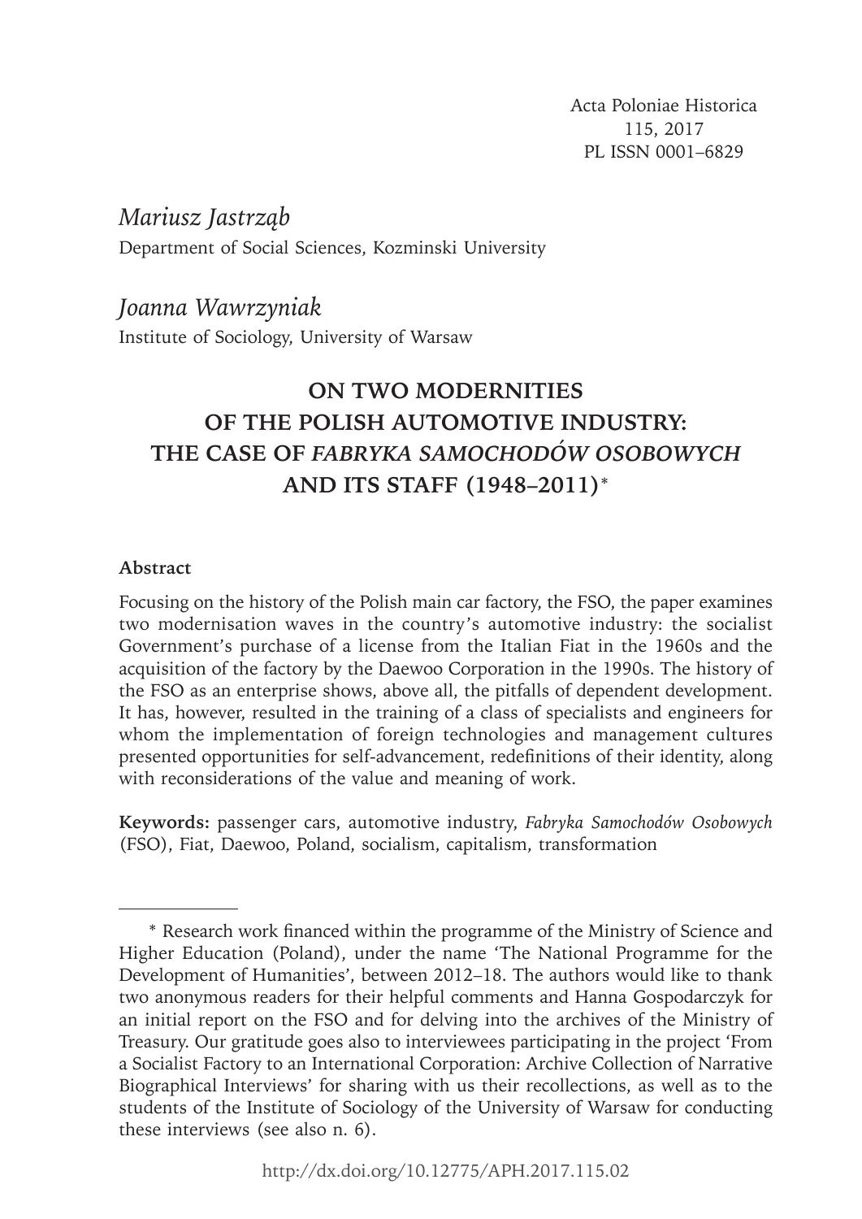Acta Poloniae Historica
115, 2017
PL ISSN 0001–6829

*Mariusz Jastrząb*
Department of Social Sciences, Kozminski University

*Joanna Wawrzyniak*
Institute of Sociology, University of Warsaw

# ON TWO MODERNITIES OF THE POLISH AUTOMOTIVE INDUSTRY: THE CASE OF *FABRYKA SAMOCHODÓW OSOBOWYCH* AND ITS STAFF (1948–2011)*

**Abstract**

Focusing on the history of the Polish main car factory, the FSO, the paper examines two modernisation waves in the country's automotive industry: the socialist Government's purchase of a license from the Italian Fiat in the 1960s and the acquisition of the factory by the Daewoo Corporation in the 1990s. The history of the FSO as an enterprise shows, above all, the pitfalls of dependent development. It has, however, resulted in the training of a class of specialists and engineers for whom the implementation of foreign technologies and management cultures presented opportunities for self-advancement, redefinitions of their identity, along with reconsiderations of the value and meaning of work.

**Keywords:** passenger cars, automotive industry, *Fabryka Samochodów Osobowych* (FSO), Fiat, Daewoo, Poland, socialism, capitalism, transformation

---

\* Research work financed within the programme of the Ministry of Science and Higher Education (Poland), under the name 'The National Programme for the Development of Humanities', between 2012–18. The authors would like to thank two anonymous readers for their helpful comments and Hanna Gospodarczyk for an initial report on the FSO and for delving into the archives of the Ministry of Treasury. Our gratitude goes also to interviewees participating in the project 'From a Socialist Factory to an International Corporation: Archive Collection of Narrative Biographical Interviews' for sharing with us their recollections, as well as to the students of the Institute of Sociology of the University of Warsaw for conducting these interviews (see also n. 6).

http://dx.doi.org/10.12775/APH.2017.115.02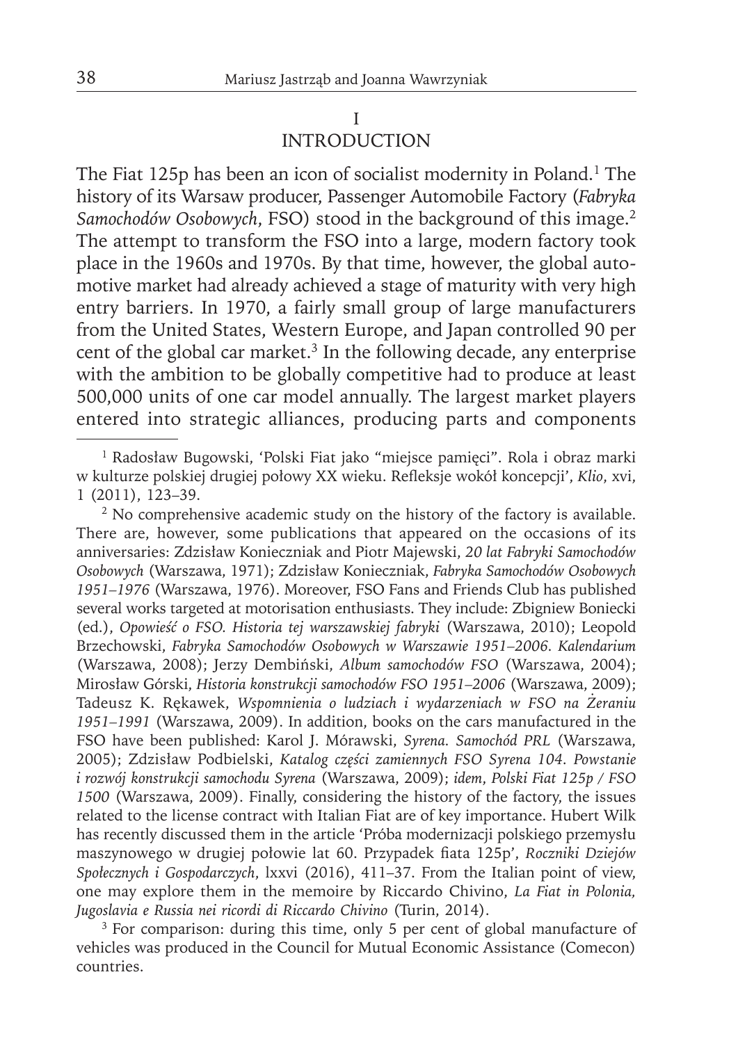## I
## INTRODUCTION

The Fiat 125p has been an icon of socialist modernity in Poland.[1] The history of its Warsaw producer, Passenger Automobile Factory (*Fabryka Samochodów Osobowych*, FSO) stood in the background of this image.[2] The attempt to transform the FSO into a large, modern factory took place in the 1960s and 1970s. By that time, however, the global automotive market had already achieved a stage of maturity with very high entry barriers. In 1970, a fairly small group of large manufacturers from the United States, Western Europe, and Japan controlled 90 per cent of the global car market.[3] In the following decade, any enterprise with the ambition to be globally competitive had to produce at least 500,000 units of one car model annually. The largest market players entered into strategic alliances, producing parts and components

---

[1] Radosław Bugowski, 'Polski Fiat jako "miejsce pamięci". Rola i obraz marki w kulturze polskiej drugiej połowy XX wieku. Refleksje wokół koncepcji', *Klio*, xvi, 1 (2011), 123–39.

[2] No comprehensive academic study on the history of the factory is available. There are, however, some publications that appeared on the occasions of its anniversaries: Zdzisław Konieczniak and Piotr Majewski, *20 lat Fabryki Samochodów Osobowych* (Warszawa, 1971); Zdzisław Konieczniak, *Fabryka Samochodów Osobowych 1951–1976* (Warszawa, 1976). Moreover, FSO Fans and Friends Club has published several works targeted at motorisation enthusiasts. They include: Zbigniew Boniecki (ed.), *Opowieść o FSO. Historia tej warszawskiej fabryki* (Warszawa, 2010); Leopold Brzechowski, *Fabryka Samochodów Osobowych w Warszawie 1951–2006. Kalendarium* (Warszawa, 2008); Jerzy Dembiński, *Album samochodów FSO* (Warszawa, 2004); Mirosław Górski, *Historia konstrukcji samochodów FSO 1951–2006* (Warszawa, 2009); Tadeusz K. Rękawek, *Wspomnienia o ludziach i wydarzeniach w FSO na Żeraniu 1951–1991* (Warszawa, 2009). In addition, books on the cars manufactured in the FSO have been published: Karol J. Mórawski, *Syrena. Samochód PRL* (Warszawa, 2005); Zdzisław Podbielski, *Katalog części zamiennych FSO Syrena 104. Powstanie i rozwój konstrukcji samochodu Syrena* (Warszawa, 2009); *idem*, *Polski Fiat 125p / FSO 1500* (Warszawa, 2009). Finally, considering the history of the factory, the issues related to the license contract with Italian Fiat are of key importance. Hubert Wilk has recently discussed them in the article 'Próba modernizacji polskiego przemysłu maszynowego w drugiej połowie lat 60. Przypadek fiata 125p', *Roczniki Dziejów Społecznych i Gospodarczych*, lxxvi (2016), 411–37. From the Italian point of view, one may explore them in the memoire by Riccardo Chivino, *La Fiat in Polonia, Jugoslavia e Russia nei ricordi di Riccardo Chivino* (Turin, 2014).

[3] For comparison: during this time, only 5 per cent of global manufacture of vehicles was produced in the Council for Mutual Economic Assistance (Comecon) countries.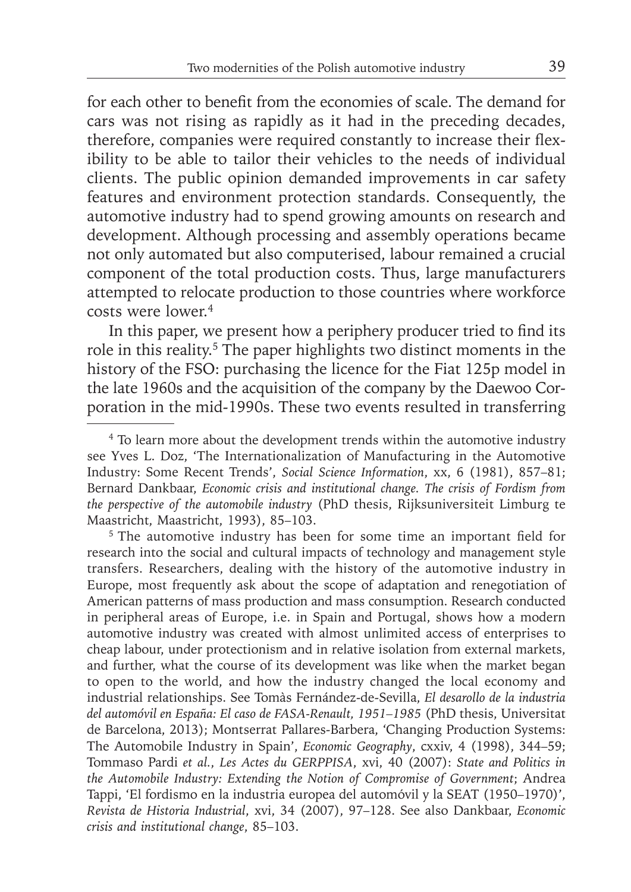for each other to benefit from the economies of scale. The demand for cars was not rising as rapidly as it had in the preceding decades, therefore, companies were required constantly to increase their flexibility to be able to tailor their vehicles to the needs of individual clients. The public opinion demanded improvements in car safety features and environment protection standards. Consequently, the automotive industry had to spend growing amounts on research and development. Although processing and assembly operations became not only automated but also computerised, labour remained a crucial component of the total production costs. Thus, large manufacturers attempted to relocate production to those countries where workforce costs were lower.[4]

In this paper, we present how a periphery producer tried to find its role in this reality.[5] The paper highlights two distinct moments in the history of the FSO: purchasing the licence for the Fiat 125p model in the late 1960s and the acquisition of the company by the Daewoo Corporation in the mid-1990s. These two events resulted in transferring

---

[4] To learn more about the development trends within the automotive industry see Yves L. Doz, 'The Internationalization of Manufacturing in the Automotive Industry: Some Recent Trends', *Social Science Information*, xx, 6 (1981), 857–81; Bernard Dankbaar, *Economic crisis and institutional change. The crisis of Fordism from the perspective of the automobile industry* (PhD thesis, Rijksuniversiteit Limburg te Maastricht, Maastricht, 1993), 85–103.

[5] The automotive industry has been for some time an important field for research into the social and cultural impacts of technology and management style transfers. Researchers, dealing with the history of the automotive industry in Europe, most frequently ask about the scope of adaptation and renegotiation of American patterns of mass production and mass consumption. Research conducted in peripheral areas of Europe, i.e. in Spain and Portugal, shows how a modern automotive industry was created with almost unlimited access of enterprises to cheap labour, under protectionism and in relative isolation from external markets, and further, what the course of its development was like when the market began to open to the world, and how the industry changed the local economy and industrial relationships. See Tomàs Fernández-de-Sevilla, *El desarollo de la industria del automóvil en España: El caso de FASA-Renault, 1951–1985* (PhD thesis, Universitat de Barcelona, 2013); Montserrat Pallares-Barbera, 'Changing Production Systems: The Automobile Industry in Spain', *Economic Geography*, cxxiv, 4 (1998), 344–59; Tommaso Pardi *et al.*, *Les Actes du GERPPISA*, xvi, 40 (2007): *State and Politics in the Automobile Industry: Extending the Notion of Compromise of Government*; Andrea Tappi, 'El fordismo en la industria europea del automóvil y la SEAT (1950–1970)', *Revista de Historia Industrial*, xvi, 34 (2007), 97–128. See also Dankbaar, *Economic crisis and institutional change*, 85–103.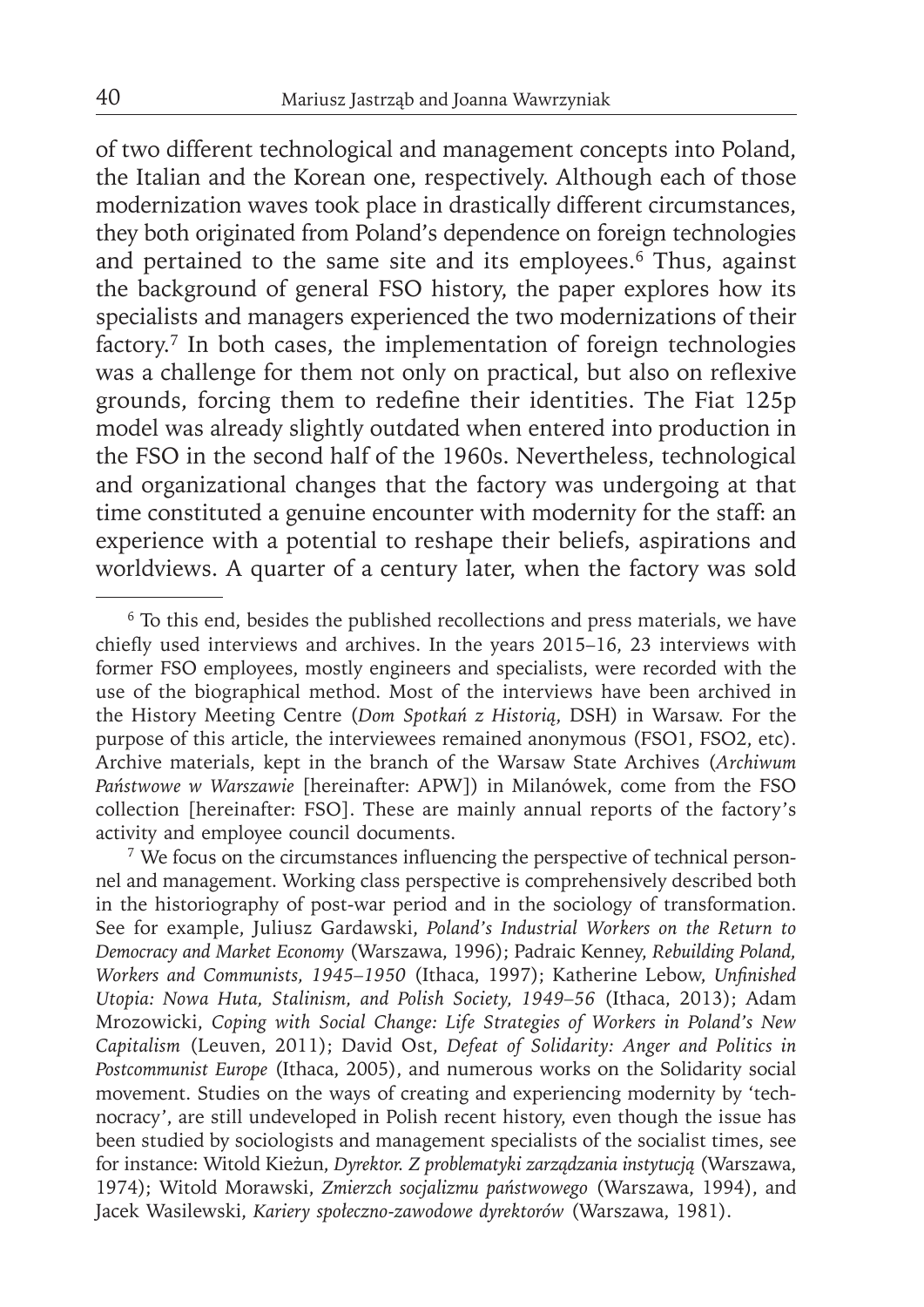of two different technological and management concepts into Poland, the Italian and the Korean one, respectively. Although each of those modernization waves took place in drastically different circumstances, they both originated from Poland's dependence on foreign technologies and pertained to the same site and its employees.[6] Thus, against the background of general FSO history, the paper explores how its specialists and managers experienced the two modernizations of their factory.[7] In both cases, the implementation of foreign technologies was a challenge for them not only on practical, but also on reflexive grounds, forcing them to redefine their identities. The Fiat 125p model was already slightly outdated when entered into production in the FSO in the second half of the 1960s. Nevertheless, technological and organizational changes that the factory was undergoing at that time constituted a genuine encounter with modernity for the staff: an experience with a potential to reshape their beliefs, aspirations and worldviews. A quarter of a century later, when the factory was sold

---

[6] To this end, besides the published recollections and press materials, we have chiefly used interviews and archives. In the years 2015–16, 23 interviews with former FSO employees, mostly engineers and specialists, were recorded with the use of the biographical method. Most of the interviews have been archived in the History Meeting Centre (*Dom Spotkań z Historią*, DSH) in Warsaw. For the purpose of this article, the interviewees remained anonymous (FSO1, FSO2, etc). Archive materials, kept in the branch of the Warsaw State Archives (*Archiwum Państwowe w Warszawie* [hereinafter: APW]) in Milanówek, come from the FSO collection [hereinafter: FSO]. These are mainly annual reports of the factory's activity and employee council documents.

[7] We focus on the circumstances influencing the perspective of technical personnel and management. Working class perspective is comprehensively described both in the historiography of post-war period and in the sociology of transformation. See for example, Juliusz Gardawski, *Poland's Industrial Workers on the Return to Democracy and Market Economy* (Warszawa, 1996); Padraic Kenney, *Rebuilding Poland, Workers and Communists, 1945–1950* (Ithaca, 1997); Katherine Lebow, *Unfinished Utopia: Nowa Huta, Stalinism, and Polish Society, 1949–56* (Ithaca, 2013); Adam Mrozowicki, *Coping with Social Change: Life Strategies of Workers in Poland's New Capitalism* (Leuven, 2011); David Ost, *Defeat of Solidarity: Anger and Politics in Postcommunist Europe* (Ithaca, 2005), and numerous works on the Solidarity social movement. Studies on the ways of creating and experiencing modernity by 'technocracy', are still undeveloped in Polish recent history, even though the issue has been studied by sociologists and management specialists of the socialist times, see for instance: Witold Kieżun, *Dyrektor. Z problematyki zarządzania instytucją* (Warszawa, 1974); Witold Morawski, *Zmierzch socjalizmu państwowego* (Warszawa, 1994), and Jacek Wasilewski, *Kariery społeczno-zawodowe dyrektorów* (Warszawa, 1981).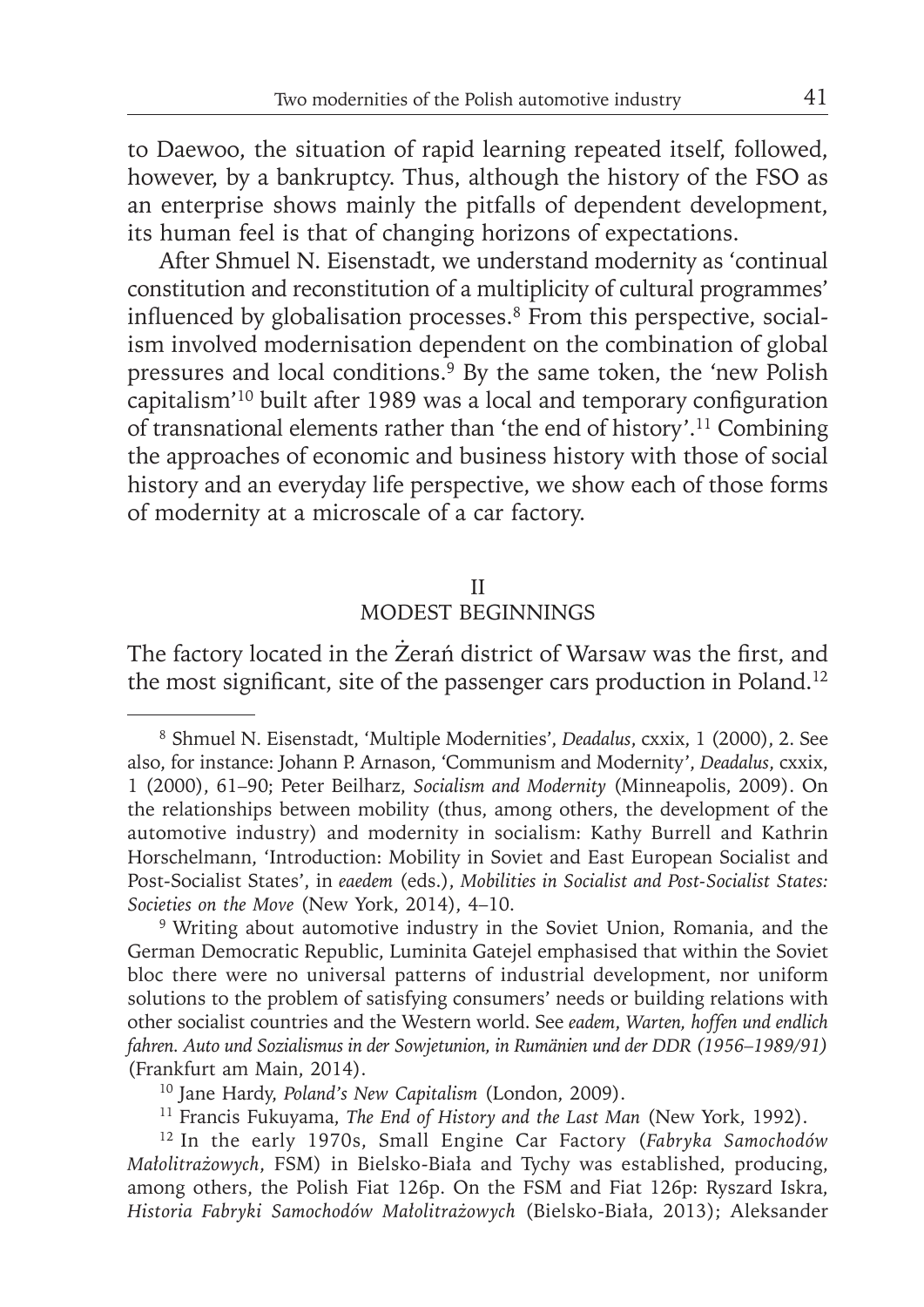to Daewoo, the situation of rapid learning repeated itself, followed, however, by a bankruptcy. Thus, although the history of the FSO as an enterprise shows mainly the pitfalls of dependent development, its human feel is that of changing horizons of expectations.

After Shmuel N. Eisenstadt, we understand modernity as 'continual constitution and reconstitution of a multiplicity of cultural programmes' influenced by globalisation processes.[8] From this perspective, socialism involved modernisation dependent on the combination of global pressures and local conditions.[9] By the same token, the 'new Polish capitalism'[10] built after 1989 was a local and temporary configuration of transnational elements rather than 'the end of history'.[11] Combining the approaches of economic and business history with those of social history and an everyday life perspective, we show each of those forms of modernity at a microscale of a car factory.

## II
## MODEST BEGINNINGS

The factory located in the Żerań district of Warsaw was the first, and the most significant, site of the passenger cars production in Poland.[12]

---

[8] Shmuel N. Eisenstadt, 'Multiple Modernities', *Deadalus*, cxxix, 1 (2000), 2. See also, for instance: Johann P. Arnason, 'Communism and Modernity', *Deadalus*, cxxix, 1 (2000), 61–90; Peter Beilharz, *Socialism and Modernity* (Minneapolis, 2009). On the relationships between mobility (thus, among others, the development of the automotive industry) and modernity in socialism: Kathy Burrell and Kathrin Horschelmann, 'Introduction: Mobility in Soviet and East European Socialist and Post-Socialist States', in *eaedem* (eds.), *Mobilities in Socialist and Post-Socialist States: Societies on the Move* (New York, 2014), 4–10.

[9] Writing about automotive industry in the Soviet Union, Romania, and the German Democratic Republic, Luminita Gatejel emphasised that within the Soviet bloc there were no universal patterns of industrial development, nor uniform solutions to the problem of satisfying consumers' needs or building relations with other socialist countries and the Western world. See *eadem*, *Warten, hoffen und endlich fahren. Auto und Sozialismus in der Sowjetunion, in Rumänien und der DDR (1956–1989/91)* (Frankfurt am Main, 2014).

[10] Jane Hardy, *Poland's New Capitalism* (London, 2009).

[11] Francis Fukuyama, *The End of History and the Last Man* (New York, 1992).

[12] In the early 1970s, Small Engine Car Factory (*Fabryka Samochodów Małolitrażowych*, FSM) in Bielsko-Biała and Tychy was established, producing, among others, the Polish Fiat 126p. On the FSM and Fiat 126p: Ryszard Iskra, *Historia Fabryki Samochodów Małolitrażowych* (Bielsko-Biała, 2013); Aleksander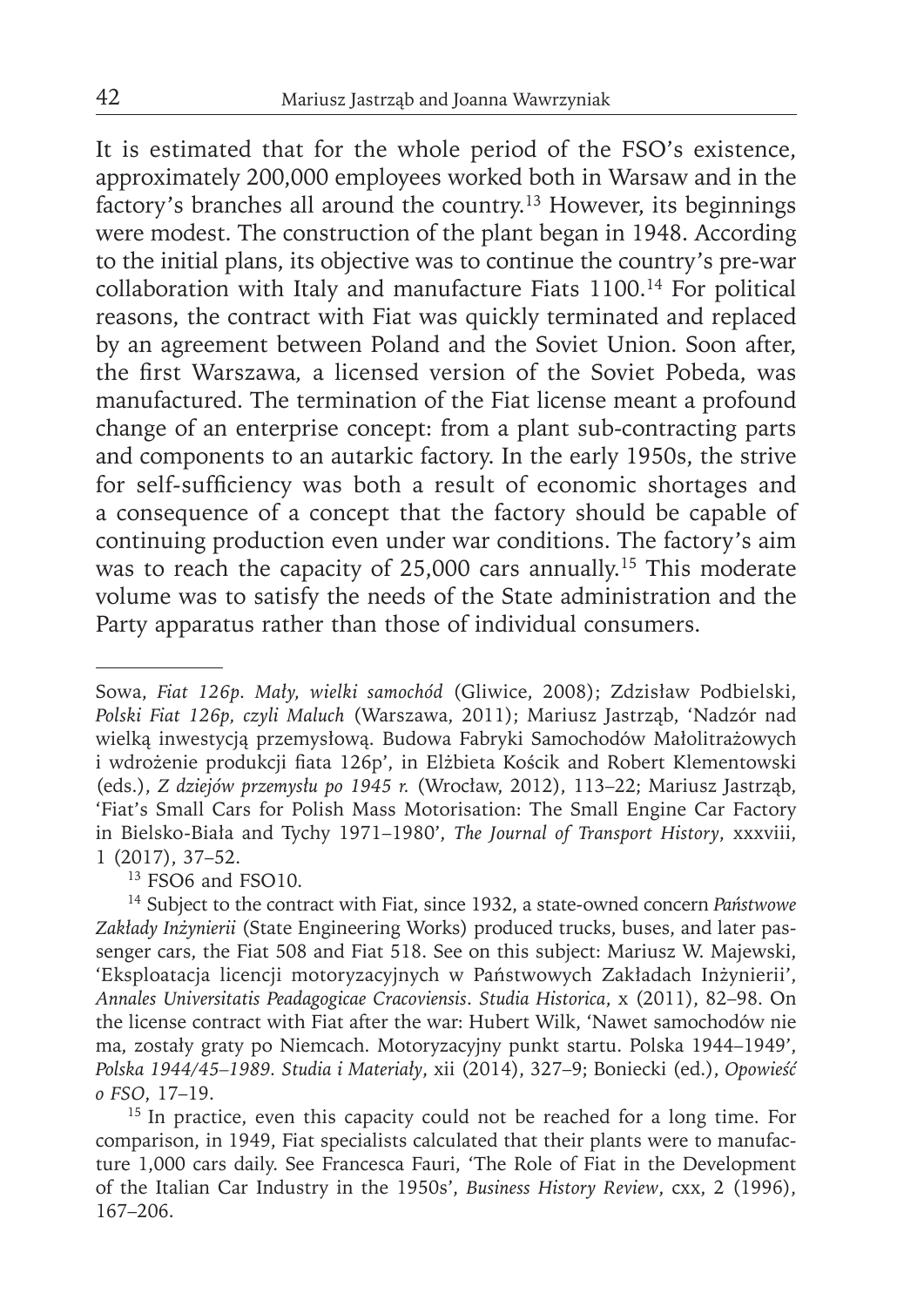It is estimated that for the whole period of the FSO's existence, approximately 200,000 employees worked both in Warsaw and in the factory's branches all around the country.[13] However, its beginnings were modest. The construction of the plant began in 1948. According to the initial plans, its objective was to continue the country's pre-war collaboration with Italy and manufacture Fiats 1100.[14] For political reasons, the contract with Fiat was quickly terminated and replaced by an agreement between Poland and the Soviet Union. Soon after, the first Warszawa, a licensed version of the Soviet Pobeda, was manufactured. The termination of the Fiat license meant a profound change of an enterprise concept: from a plant sub-contracting parts and components to an autarkic factory. In the early 1950s, the strive for self-sufficiency was both a result of economic shortages and a consequence of a concept that the factory should be capable of continuing production even under war conditions. The factory's aim was to reach the capacity of 25,000 cars annually.[15] This moderate volume was to satisfy the needs of the State administration and the Party apparatus rather than those of individual consumers.

---

Sowa, *Fiat 126p. Mały, wielki samochód* (Gliwice, 2008); Zdzisław Podbielski, *Polski Fiat 126p, czyli Maluch* (Warszawa, 2011); Mariusz Jastrząb, 'Nadzór nad wielką inwestycją przemysłową. Budowa Fabryki Samochodów Małolitrażowych i wdrożenie produkcji fiata 126p', in Elżbieta Kościk and Robert Klementowski (eds.), *Z dziejów przemysłu po 1945 r.* (Wrocław, 2012), 113–22; Mariusz Jastrząb, 'Fiat's Small Cars for Polish Mass Motorisation: The Small Engine Car Factory in Bielsko-Biała and Tychy 1971–1980', *The Journal of Transport History*, xxxviii, 1 (2017), 37–52.

[13] FSO6 and FSO10.

[14] Subject to the contract with Fiat, since 1932, a state-owned concern *Państwowe Zakłady Inżynierii* (State Engineering Works) produced trucks, buses, and later passenger cars, the Fiat 508 and Fiat 518. See on this subject: Mariusz W. Majewski, 'Eksploatacja licencji motoryzacyjnych w Państwowych Zakładach Inżynierii', *Annales Universitatis Peadagogicae Cracoviensis. Studia Historica*, x (2011), 82–98. On the license contract with Fiat after the war: Hubert Wilk, 'Nawet samochodów nie ma, zostały graty po Niemcach. Motoryzacyjny punkt startu. Polska 1944–1949', *Polska 1944/45–1989. Studia i Materiały*, xii (2014), 327–9; Boniecki (ed.), *Opowieść o FSO*, 17–19.

[15] In practice, even this capacity could not be reached for a long time. For comparison, in 1949, Fiat specialists calculated that their plants were to manufacture 1,000 cars daily. See Francesca Fauri, 'The Role of Fiat in the Development of the Italian Car Industry in the 1950s', *Business History Review*, cxx, 2 (1996), 167–206.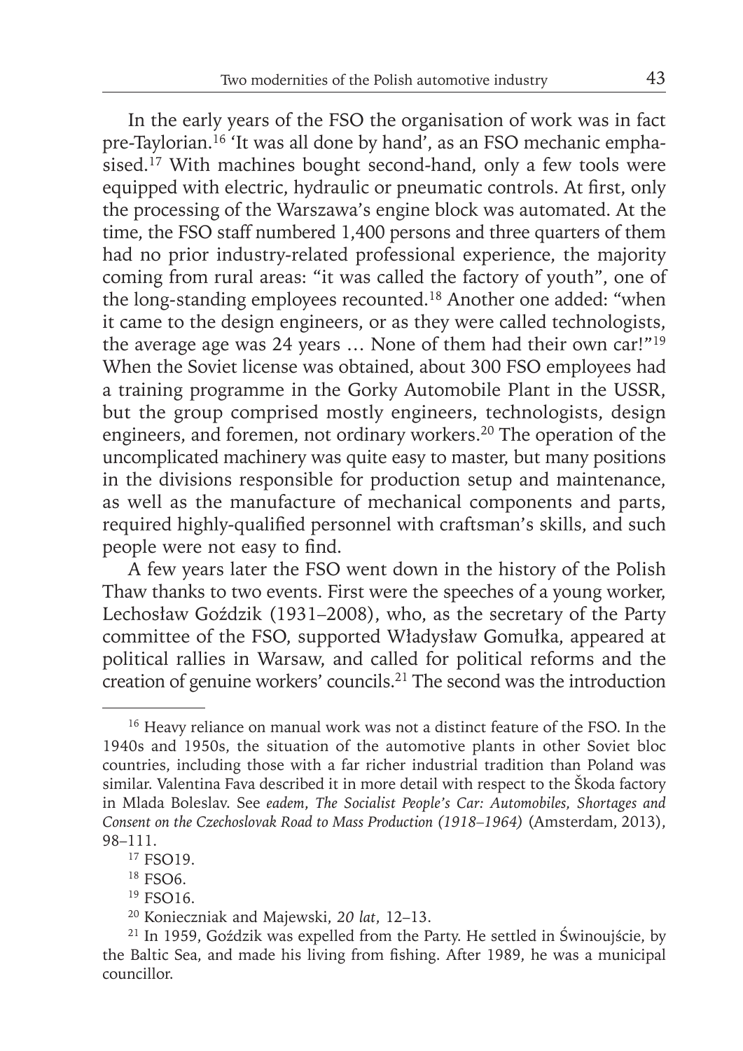In the early years of the FSO the organisation of work was in fact pre-Taylorian.[16] 'It was all done by hand', as an FSO mechanic emphasised.[17] With machines bought second-hand, only a few tools were equipped with electric, hydraulic or pneumatic controls. At first, only the processing of the Warszawa's engine block was automated. At the time, the FSO staff numbered 1,400 persons and three quarters of them had no prior industry-related professional experience, the majority coming from rural areas: "it was called the factory of youth", one of the long-standing employees recounted.[18] Another one added: "when it came to the design engineers, or as they were called technologists, the average age was 24 years … None of them had their own car!"[19] When the Soviet license was obtained, about 300 FSO employees had a training programme in the Gorky Automobile Plant in the USSR, but the group comprised mostly engineers, technologists, design engineers, and foremen, not ordinary workers.[20] The operation of the uncomplicated machinery was quite easy to master, but many positions in the divisions responsible for production setup and maintenance, as well as the manufacture of mechanical components and parts, required highly-qualified personnel with craftsman's skills, and such people were not easy to find.

A few years later the FSO went down in the history of the Polish Thaw thanks to two events. First were the speeches of a young worker, Lechosław Goździk (1931–2008), who, as the secretary of the Party committee of the FSO, supported Władysław Gomułka, appeared at political rallies in Warsaw, and called for political reforms and the creation of genuine workers' councils.[21] The second was the introduction

---

[16] Heavy reliance on manual work was not a distinct feature of the FSO. In the 1940s and 1950s, the situation of the automotive plants in other Soviet bloc countries, including those with a far richer industrial tradition than Poland was similar. Valentina Fava described it in more detail with respect to the Škoda factory in Mlada Boleslav. See *eadem*, *The Socialist People's Car: Automobiles, Shortages and Consent on the Czechoslovak Road to Mass Production (1918–1964)* (Amsterdam, 2013), 98–111.

[17] FSO19.

[18] FSO6.

[19] FSO16.

[20] Konieczniak and Majewski, *20 lat*, 12–13.

[21] In 1959, Goździk was expelled from the Party. He settled in Świnoujście, by the Baltic Sea, and made his living from fishing. After 1989, he was a municipal councillor.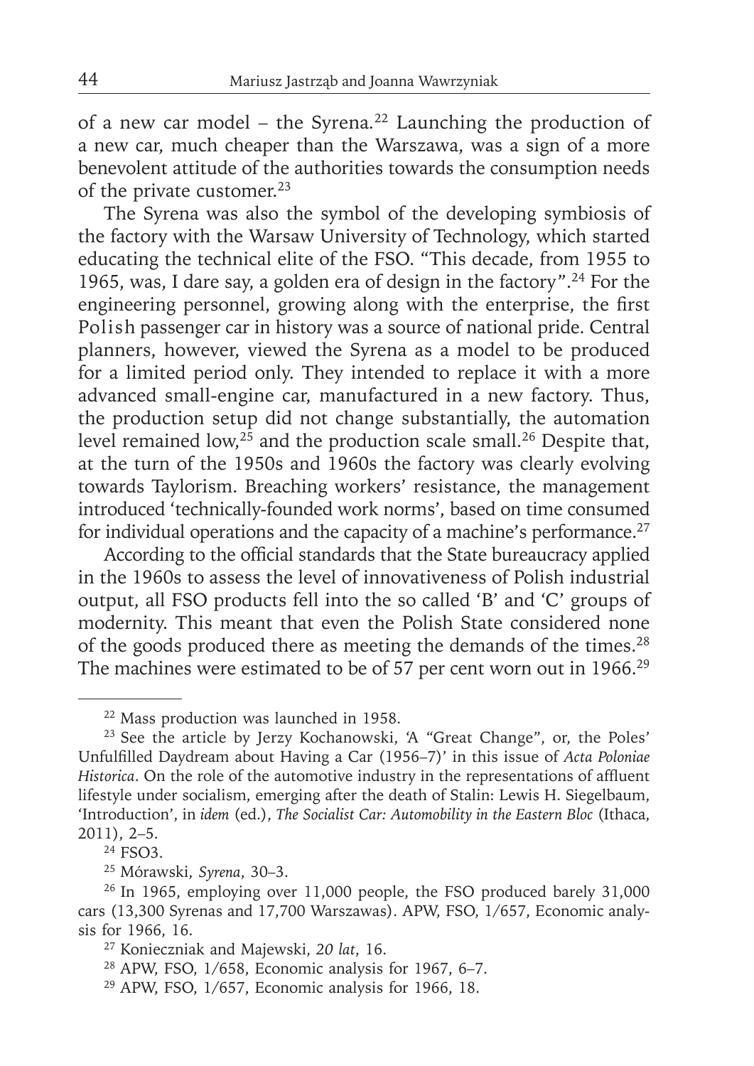of a new car model – the Syrena.[22] Launching the production of a new car, much cheaper than the Warszawa, was a sign of a more benevolent attitude of the authorities towards the consumption needs of the private customer.[23]

The Syrena was also the symbol of the developing symbiosis of the factory with the Warsaw University of Technology, which started educating the technical elite of the FSO. "This decade, from 1955 to 1965, was, I dare say, a golden era of design in the factory".[24] For the engineering personnel, growing along with the enterprise, the first Polish passenger car in history was a source of national pride. Central planners, however, viewed the Syrena as a model to be produced for a limited period only. They intended to replace it with a more advanced small-engine car, manufactured in a new factory. Thus, the production setup did not change substantially, the automation level remained low,[25] and the production scale small.[26] Despite that, at the turn of the 1950s and 1960s the factory was clearly evolving towards Taylorism. Breaching workers' resistance, the management introduced 'technically-founded work norms', based on time consumed for individual operations and the capacity of a machine's performance.[27]

According to the official standards that the State bureaucracy applied in the 1960s to assess the level of innovativeness of Polish industrial output, all FSO products fell into the so called 'B' and 'C' groups of modernity. This meant that even the Polish State considered none of the goods produced there as meeting the demands of the times.[28] The machines were estimated to be of 57 per cent worn out in 1966.[29]

---

[22] Mass production was launched in 1958.

[23] See the article by Jerzy Kochanowski, 'A "Great Change", or, the Poles' Unfulfilled Daydream about Having a Car (1956–7)' in this issue of *Acta Poloniae Historica*. On the role of the automotive industry in the representations of affluent lifestyle under socialism, emerging after the death of Stalin: Lewis H. Siegelbaum, 'Introduction', in *idem* (ed.), *The Socialist Car: Automobility in the Eastern Bloc* (Ithaca, 2011), 2–5.

[24] FSO3.

[25] Mórawski, *Syrena*, 30–3.

[26] In 1965, employing over 11,000 people, the FSO produced barely 31,000 cars (13,300 Syrenas and 17,700 Warszawas). APW, FSO, 1/657, Economic analysis for 1966, 16.

[27] Konieczniak and Majewski, *20 lat*, 16.

[28] APW, FSO, 1/658, Economic analysis for 1967, 6–7.

[29] APW, FSO, 1/657, Economic analysis for 1966, 18.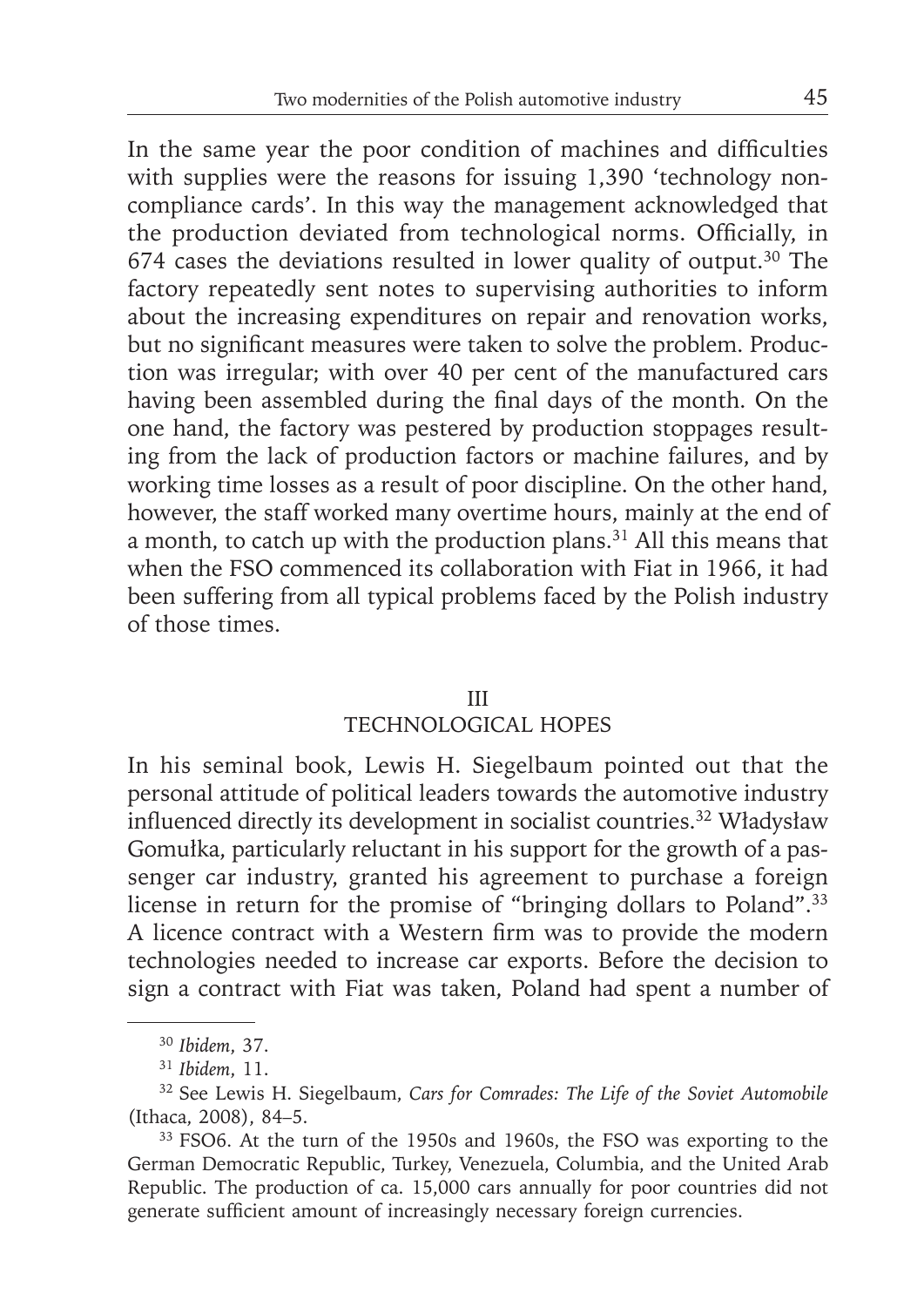In the same year the poor condition of machines and difficulties with supplies were the reasons for issuing 1,390 'technology non-compliance cards'. In this way the management acknowledged that the production deviated from technological norms. Officially, in 674 cases the deviations resulted in lower quality of output.[30] The factory repeatedly sent notes to supervising authorities to inform about the increasing expenditures on repair and renovation works, but no significant measures were taken to solve the problem. Production was irregular; with over 40 per cent of the manufactured cars having been assembled during the final days of the month. On the one hand, the factory was pestered by production stoppages resulting from the lack of production factors or machine failures, and by working time losses as a result of poor discipline. On the other hand, however, the staff worked many overtime hours, mainly at the end of a month, to catch up with the production plans.[31] All this means that when the FSO commenced its collaboration with Fiat in 1966, it had been suffering from all typical problems faced by the Polish industry of those times.

## III
## TECHNOLOGICAL HOPES

In his seminal book, Lewis H. Siegelbaum pointed out that the personal attitude of political leaders towards the automotive industry influenced directly its development in socialist countries.[32] Władysław Gomułka, particularly reluctant in his support for the growth of a passenger car industry, granted his agreement to purchase a foreign license in return for the promise of "bringing dollars to Poland".[33] A licence contract with a Western firm was to provide the modern technologies needed to increase car exports. Before the decision to sign a contract with Fiat was taken, Poland had spent a number of

---

[30] *Ibidem*, 37.

[31] *Ibidem*, 11.

[32] See Lewis H. Siegelbaum, *Cars for Comrades: The Life of the Soviet Automobile* (Ithaca, 2008), 84–5.

[33] FSO6. At the turn of the 1950s and 1960s, the FSO was exporting to the German Democratic Republic, Turkey, Venezuela, Columbia, and the United Arab Republic. The production of ca. 15,000 cars annually for poor countries did not generate sufficient amount of increasingly necessary foreign currencies.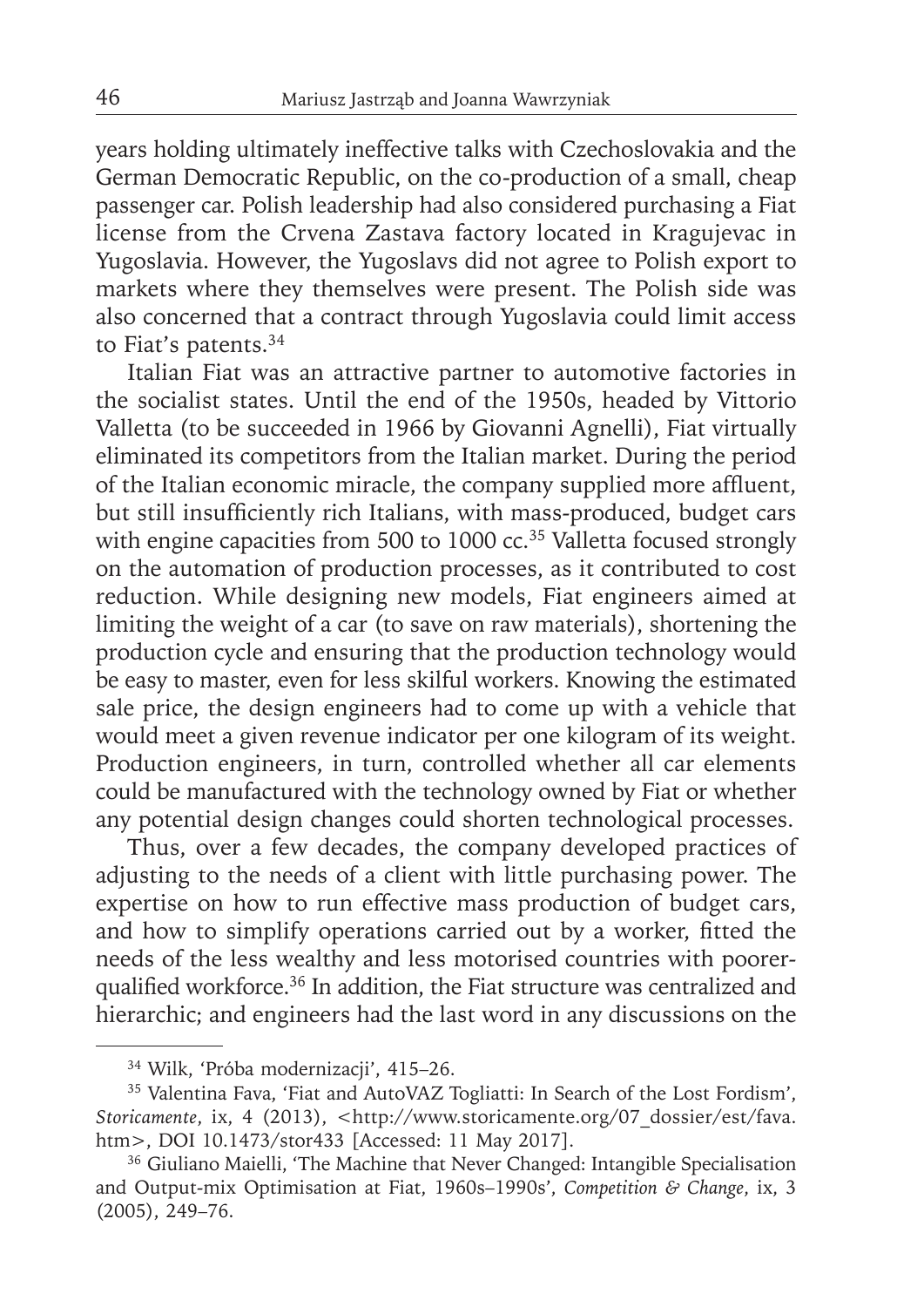years holding ultimately ineffective talks with Czechoslovakia and the German Democratic Republic, on the co-production of a small, cheap passenger car. Polish leadership had also considered purchasing a Fiat license from the Crvena Zastava factory located in Kragujevac in Yugoslavia. However, the Yugoslavs did not agree to Polish export to markets where they themselves were present. The Polish side was also concerned that a contract through Yugoslavia could limit access to Fiat's patents.[34]

Italian Fiat was an attractive partner to automotive factories in the socialist states. Until the end of the 1950s, headed by Vittorio Valletta (to be succeeded in 1966 by Giovanni Agnelli), Fiat virtually eliminated its competitors from the Italian market. During the period of the Italian economic miracle, the company supplied more affluent, but still insufficiently rich Italians, with mass-produced, budget cars with engine capacities from 500 to 1000 cc.[35] Valletta focused strongly on the automation of production processes, as it contributed to cost reduction. While designing new models, Fiat engineers aimed at limiting the weight of a car (to save on raw materials), shortening the production cycle and ensuring that the production technology would be easy to master, even for less skilful workers. Knowing the estimated sale price, the design engineers had to come up with a vehicle that would meet a given revenue indicator per one kilogram of its weight. Production engineers, in turn, controlled whether all car elements could be manufactured with the technology owned by Fiat or whether any potential design changes could shorten technological processes.

Thus, over a few decades, the company developed practices of adjusting to the needs of a client with little purchasing power. The expertise on how to run effective mass production of budget cars, and how to simplify operations carried out by a worker, fitted the needs of the less wealthy and less motorised countries with poorer-qualified workforce.[36] In addition, the Fiat structure was centralized and hierarchic; and engineers had the last word in any discussions on the

[34] Wilk, 'Próba modernizacji', 415–26.

[35] Valentina Fava, 'Fiat and AutoVAZ Togliatti: In Search of the Lost Fordism', *Storicamente*, ix, 4 (2013), <http://www.storicamente.org/07_dossier/est/fava.htm>, DOI 10.1473/stor433 [Accessed: 11 May 2017].

[36] Giuliano Maielli, 'The Machine that Never Changed: Intangible Specialisation and Output-mix Optimisation at Fiat, 1960s–1990s', *Competition & Change*, ix, 3 (2005), 249–76.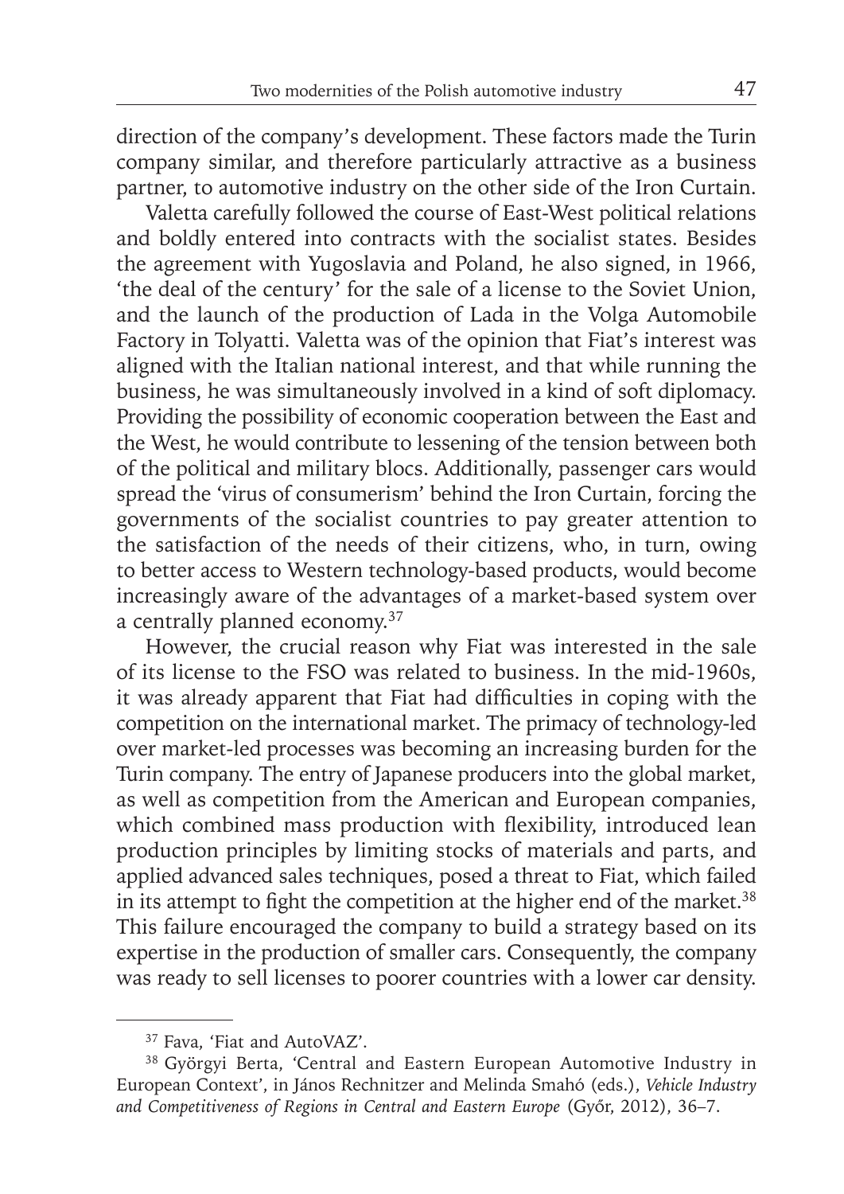direction of the company's development. These factors made the Turin company similar, and therefore particularly attractive as a business partner, to automotive industry on the other side of the Iron Curtain.

Valetta carefully followed the course of East-West political relations and boldly entered into contracts with the socialist states. Besides the agreement with Yugoslavia and Poland, he also signed, in 1966, 'the deal of the century' for the sale of a license to the Soviet Union, and the launch of the production of Lada in the Volga Automobile Factory in Tolyatti. Valetta was of the opinion that Fiat's interest was aligned with the Italian national interest, and that while running the business, he was simultaneously involved in a kind of soft diplomacy. Providing the possibility of economic cooperation between the East and the West, he would contribute to lessening of the tension between both of the political and military blocs. Additionally, passenger cars would spread the 'virus of consumerism' behind the Iron Curtain, forcing the governments of the socialist countries to pay greater attention to the satisfaction of the needs of their citizens, who, in turn, owing to better access to Western technology-based products, would become increasingly aware of the advantages of a market-based system over a centrally planned economy.[37]

However, the crucial reason why Fiat was interested in the sale of its license to the FSO was related to business. In the mid-1960s, it was already apparent that Fiat had difficulties in coping with the competition on the international market. The primacy of technology-led over market-led processes was becoming an increasing burden for the Turin company. The entry of Japanese producers into the global market, as well as competition from the American and European companies, which combined mass production with flexibility, introduced lean production principles by limiting stocks of materials and parts, and applied advanced sales techniques, posed a threat to Fiat, which failed in its attempt to fight the competition at the higher end of the market.[38] This failure encouraged the company to build a strategy based on its expertise in the production of smaller cars. Consequently, the company was ready to sell licenses to poorer countries with a lower car density.

---

[37] Fava, 'Fiat and AutoVAZ'.

[38] Györgyi Berta, 'Central and Eastern European Automotive Industry in European Context', in János Rechnitzer and Melinda Smahó (eds.), *Vehicle Industry and Competitiveness of Regions in Central and Eastern Europe* (Győr, 2012), 36–7.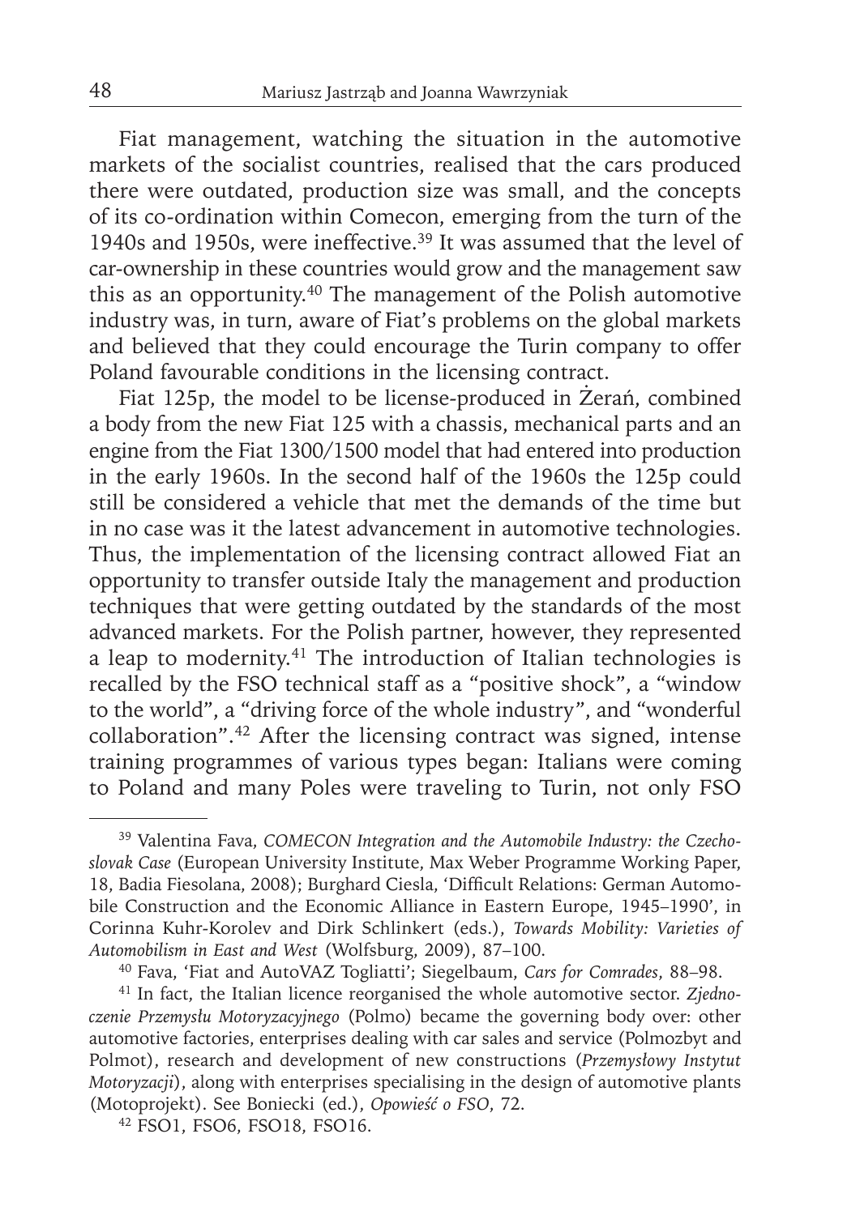Fiat management, watching the situation in the automotive markets of the socialist countries, realised that the cars produced there were outdated, production size was small, and the concepts of its co-ordination within Comecon, emerging from the turn of the 1940s and 1950s, were ineffective.[39] It was assumed that the level of car-ownership in these countries would grow and the management saw this as an opportunity.[40] The management of the Polish automotive industry was, in turn, aware of Fiat's problems on the global markets and believed that they could encourage the Turin company to offer Poland favourable conditions in the licensing contract.

Fiat 125p, the model to be license-produced in Żerań, combined a body from the new Fiat 125 with a chassis, mechanical parts and an engine from the Fiat 1300/1500 model that had entered into production in the early 1960s. In the second half of the 1960s the 125p could still be considered a vehicle that met the demands of the time but in no case was it the latest advancement in automotive technologies. Thus, the implementation of the licensing contract allowed Fiat an opportunity to transfer outside Italy the management and production techniques that were getting outdated by the standards of the most advanced markets. For the Polish partner, however, they represented a leap to modernity.[41] The introduction of Italian technologies is recalled by the FSO technical staff as a "positive shock", a "window to the world", a "driving force of the whole industry", and "wonderful collaboration".[42] After the licensing contract was signed, intense training programmes of various types began: Italians were coming to Poland and many Poles were traveling to Turin, not only FSO

---

[39] Valentina Fava, *COMECON Integration and the Automobile Industry: the Czechoslovak Case* (European University Institute, Max Weber Programme Working Paper, 18, Badia Fiesolana, 2008); Burghard Ciesla, 'Difficult Relations: German Automobile Construction and the Economic Alliance in Eastern Europe, 1945–1990', in Corinna Kuhr-Korolev and Dirk Schlinkert (eds.), *Towards Mobility: Varieties of Automobilism in East and West* (Wolfsburg, 2009), 87–100.

[40] Fava, 'Fiat and AutoVAZ Togliatti'; Siegelbaum, *Cars for Comrades*, 88–98.

[41] In fact, the Italian licence reorganised the whole automotive sector. *Zjednoczenie Przemysłu Motoryzacyjnego* (Polmo) became the governing body over: other automotive factories, enterprises dealing with car sales and service (Polmozbyt and Polmot), research and development of new constructions (*Przemysłowy Instytut Motoryzacji*), along with enterprises specialising in the design of automotive plants (Motoprojekt). See Boniecki (ed.), *Opowieść o FSO*, 72.

[42] FSO1, FSO6, FSO18, FSO16.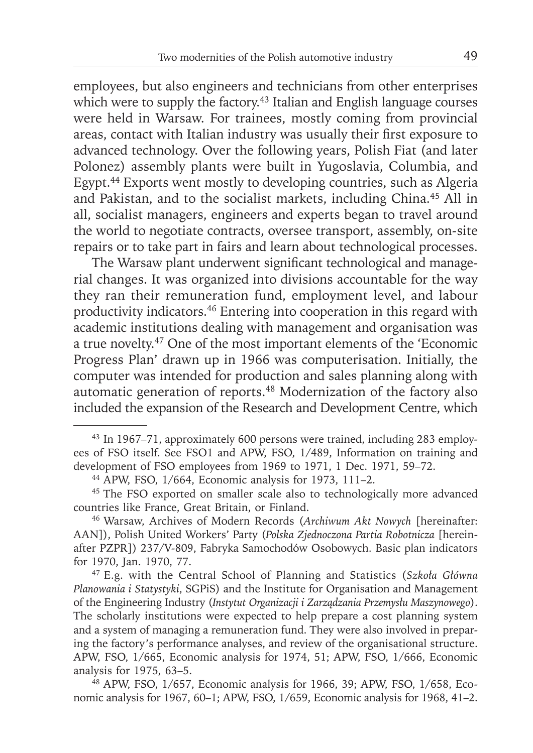employees, but also engineers and technicians from other enterprises which were to supply the factory.[43] Italian and English language courses were held in Warsaw. For trainees, mostly coming from provincial areas, contact with Italian industry was usually their first exposure to advanced technology. Over the following years, Polish Fiat (and later Polonez) assembly plants were built in Yugoslavia, Columbia, and Egypt.[44] Exports went mostly to developing countries, such as Algeria and Pakistan, and to the socialist markets, including China.[45] All in all, socialist managers, engineers and experts began to travel around the world to negotiate contracts, oversee transport, assembly, on-site repairs or to take part in fairs and learn about technological processes.

The Warsaw plant underwent significant technological and managerial changes. It was organized into divisions accountable for the way they ran their remuneration fund, employment level, and labour productivity indicators.[46] Entering into cooperation in this regard with academic institutions dealing with management and organisation was a true novelty.[47] One of the most important elements of the 'Economic Progress Plan' drawn up in 1966 was computerisation. Initially, the computer was intended for production and sales planning along with automatic generation of reports.[48] Modernization of the factory also included the expansion of the Research and Development Centre, which

---

[43] In 1967–71, approximately 600 persons were trained, including 283 employees of FSO itself. See FSO1 and APW, FSO, 1/489, Information on training and development of FSO employees from 1969 to 1971, 1 Dec. 1971, 59–72.

[44] APW, FSO, 1/664, Economic analysis for 1973, 111–2.

[45] The FSO exported on smaller scale also to technologically more advanced countries like France, Great Britain, or Finland.

[46] Warsaw, Archives of Modern Records (*Archiwum Akt Nowych* [hereinafter: AAN]), Polish United Workers' Party (*Polska Zjednoczona Partia Robotnicza* [hereinafter PZPR]) 237/V-809, Fabryka Samochodów Osobowych. Basic plan indicators for 1970, Jan. 1970, 77.

[47] E.g. with the Central School of Planning and Statistics (*Szkoła Główna Planowania i Statystyki*, SGPiS) and the Institute for Organisation and Management of the Engineering Industry (*Instytut Organizacji i Zarządzania Przemysłu Maszynowego*). The scholarly institutions were expected to help prepare a cost planning system and a system of managing a remuneration fund. They were also involved in preparing the factory's performance analyses, and review of the organisational structure. APW, FSO, 1/665, Economic analysis for 1974, 51; APW, FSO, 1/666, Economic analysis for 1975, 63–5.

[48] APW, FSO, 1/657, Economic analysis for 1966, 39; APW, FSO, 1/658, Economic analysis for 1967, 60–1; APW, FSO, 1/659, Economic analysis for 1968, 41–2.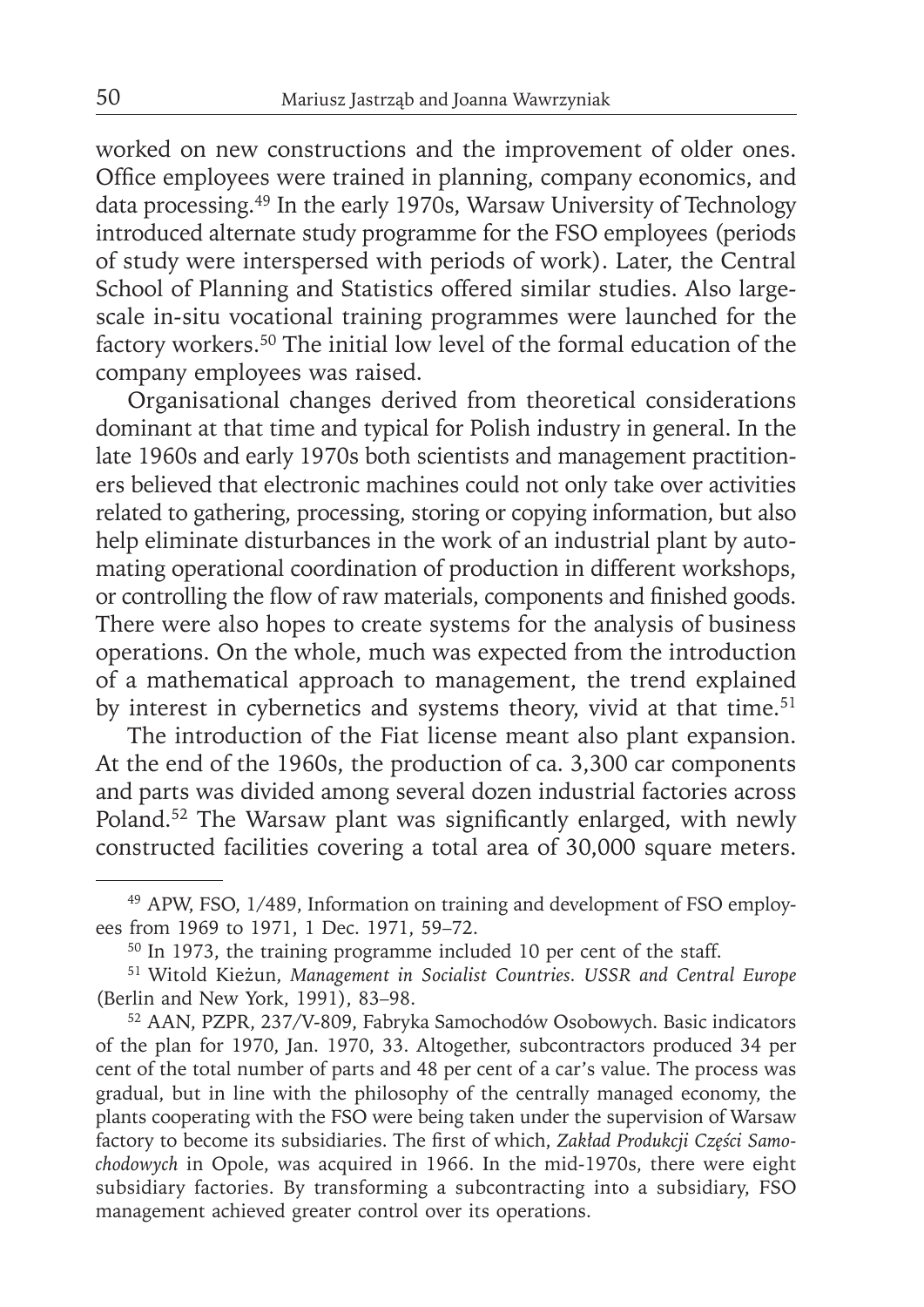worked on new constructions and the improvement of older ones. Office employees were trained in planning, company economics, and data processing.[49] In the early 1970s, Warsaw University of Technology introduced alternate study programme for the FSO employees (periods of study were interspersed with periods of work). Later, the Central School of Planning and Statistics offered similar studies. Also large-scale in-situ vocational training programmes were launched for the factory workers.[50] The initial low level of the formal education of the company employees was raised.

Organisational changes derived from theoretical considerations dominant at that time and typical for Polish industry in general. In the late 1960s and early 1970s both scientists and management practitioners believed that electronic machines could not only take over activities related to gathering, processing, storing or copying information, but also help eliminate disturbances in the work of an industrial plant by automating operational coordination of production in different workshops, or controlling the flow of raw materials, components and finished goods. There were also hopes to create systems for the analysis of business operations. On the whole, much was expected from the introduction of a mathematical approach to management, the trend explained by interest in cybernetics and systems theory, vivid at that time.[51]

The introduction of the Fiat license meant also plant expansion. At the end of the 1960s, the production of ca. 3,300 car components and parts was divided among several dozen industrial factories across Poland.[52] The Warsaw plant was significantly enlarged, with newly constructed facilities covering a total area of 30,000 square meters.

---

[49] APW, FSO, 1/489, Information on training and development of FSO employees from 1969 to 1971, 1 Dec. 1971, 59–72.

[50] In 1973, the training programme included 10 per cent of the staff.

[51] Witold Kieżun, *Management in Socialist Countries. USSR and Central Europe* (Berlin and New York, 1991), 83–98.

[52] AAN, PZPR, 237/V-809, Fabryka Samochodów Osobowych. Basic indicators of the plan for 1970, Jan. 1970, 33. Altogether, subcontractors produced 34 per cent of the total number of parts and 48 per cent of a car's value. The process was gradual, but in line with the philosophy of the centrally managed economy, the plants cooperating with the FSO were being taken under the supervision of Warsaw factory to become its subsidiaries. The first of which, *Zakład Produkcji Części Samochodowych* in Opole, was acquired in 1966. In the mid-1970s, there were eight subsidiary factories. By transforming a subcontracting into a subsidiary, FSO management achieved greater control over its operations.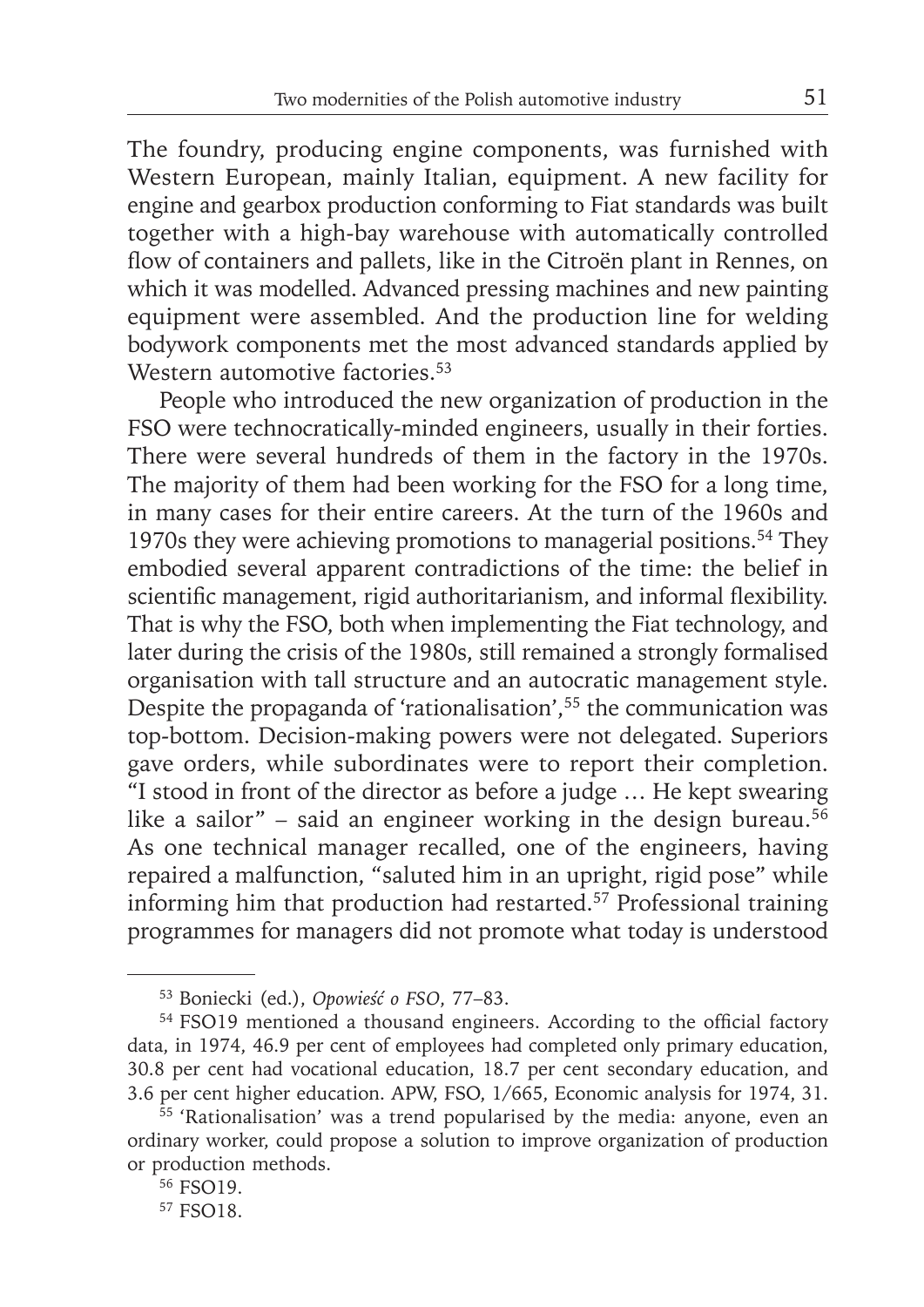The foundry, producing engine components, was furnished with Western European, mainly Italian, equipment. A new facility for engine and gearbox production conforming to Fiat standards was built together with a high-bay warehouse with automatically controlled flow of containers and pallets, like in the Citroën plant in Rennes, on which it was modelled. Advanced pressing machines and new painting equipment were assembled. And the production line for welding bodywork components met the most advanced standards applied by Western automotive factories.[53]

People who introduced the new organization of production in the FSO were technocratically-minded engineers, usually in their forties. There were several hundreds of them in the factory in the 1970s. The majority of them had been working for the FSO for a long time, in many cases for their entire careers. At the turn of the 1960s and 1970s they were achieving promotions to managerial positions.[54] They embodied several apparent contradictions of the time: the belief in scientific management, rigid authoritarianism, and informal flexibility. That is why the FSO, both when implementing the Fiat technology, and later during the crisis of the 1980s, still remained a strongly formalised organisation with tall structure and an autocratic management style. Despite the propaganda of 'rationalisation',[55] the communication was top-bottom. Decision-making powers were not delegated. Superiors gave orders, while subordinates were to report their completion. "I stood in front of the director as before a judge … He kept swearing like a sailor" – said an engineer working in the design bureau.[56] As one technical manager recalled, one of the engineers, having repaired a malfunction, "saluted him in an upright, rigid pose" while informing him that production had restarted.[57] Professional training programmes for managers did not promote what today is understood

---

[53] Boniecki (ed.), *Opowieść o FSO*, 77–83.

[54] FSO19 mentioned a thousand engineers. According to the official factory data, in 1974, 46.9 per cent of employees had completed only primary education, 30.8 per cent had vocational education, 18.7 per cent secondary education, and 3.6 per cent higher education. APW, FSO, 1/665, Economic analysis for 1974, 31.

[55] 'Rationalisation' was a trend popularised by the media: anyone, even an ordinary worker, could propose a solution to improve organization of production or production methods.

[56] FSO19.

[57] FSO18.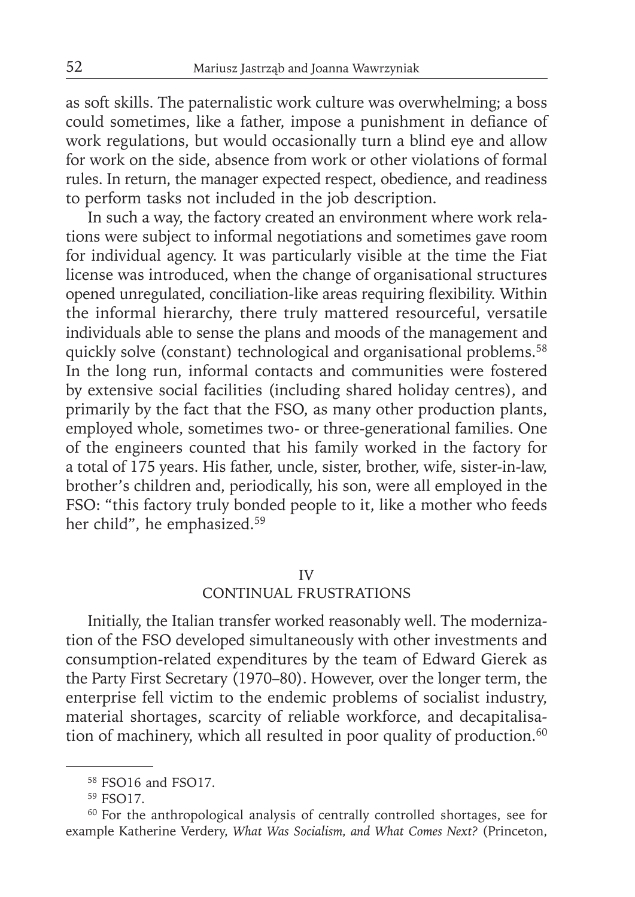as soft skills. The paternalistic work culture was overwhelming; a boss could sometimes, like a father, impose a punishment in defiance of work regulations, but would occasionally turn a blind eye and allow for work on the side, absence from work or other violations of formal rules. In return, the manager expected respect, obedience, and readiness to perform tasks not included in the job description.

In such a way, the factory created an environment where work relations were subject to informal negotiations and sometimes gave room for individual agency. It was particularly visible at the time the Fiat license was introduced, when the change of organisational structures opened unregulated, conciliation-like areas requiring flexibility. Within the informal hierarchy, there truly mattered resourceful, versatile individuals able to sense the plans and moods of the management and quickly solve (constant) technological and organisational problems.[58] In the long run, informal contacts and communities were fostered by extensive social facilities (including shared holiday centres), and primarily by the fact that the FSO, as many other production plants, employed whole, sometimes two- or three-generational families. One of the engineers counted that his family worked in the factory for a total of 175 years. His father, uncle, sister, brother, wife, sister-in-law, brother's children and, periodically, his son, were all employed in the FSO: "this factory truly bonded people to it, like a mother who feeds her child", he emphasized.[59]

## IV
## CONTINUAL FRUSTRATIONS

Initially, the Italian transfer worked reasonably well. The modernization of the FSO developed simultaneously with other investments and consumption-related expenditures by the team of Edward Gierek as the Party First Secretary (1970–80). However, over the longer term, the enterprise fell victim to the endemic problems of socialist industry, material shortages, scarcity of reliable workforce, and decapitalisation of machinery, which all resulted in poor quality of production.[60]

---

[58] FSO16 and FSO17.

[59] FSO17.

[60] For the anthropological analysis of centrally controlled shortages, see for example Katherine Verdery, *What Was Socialism, and What Comes Next?* (Princeton,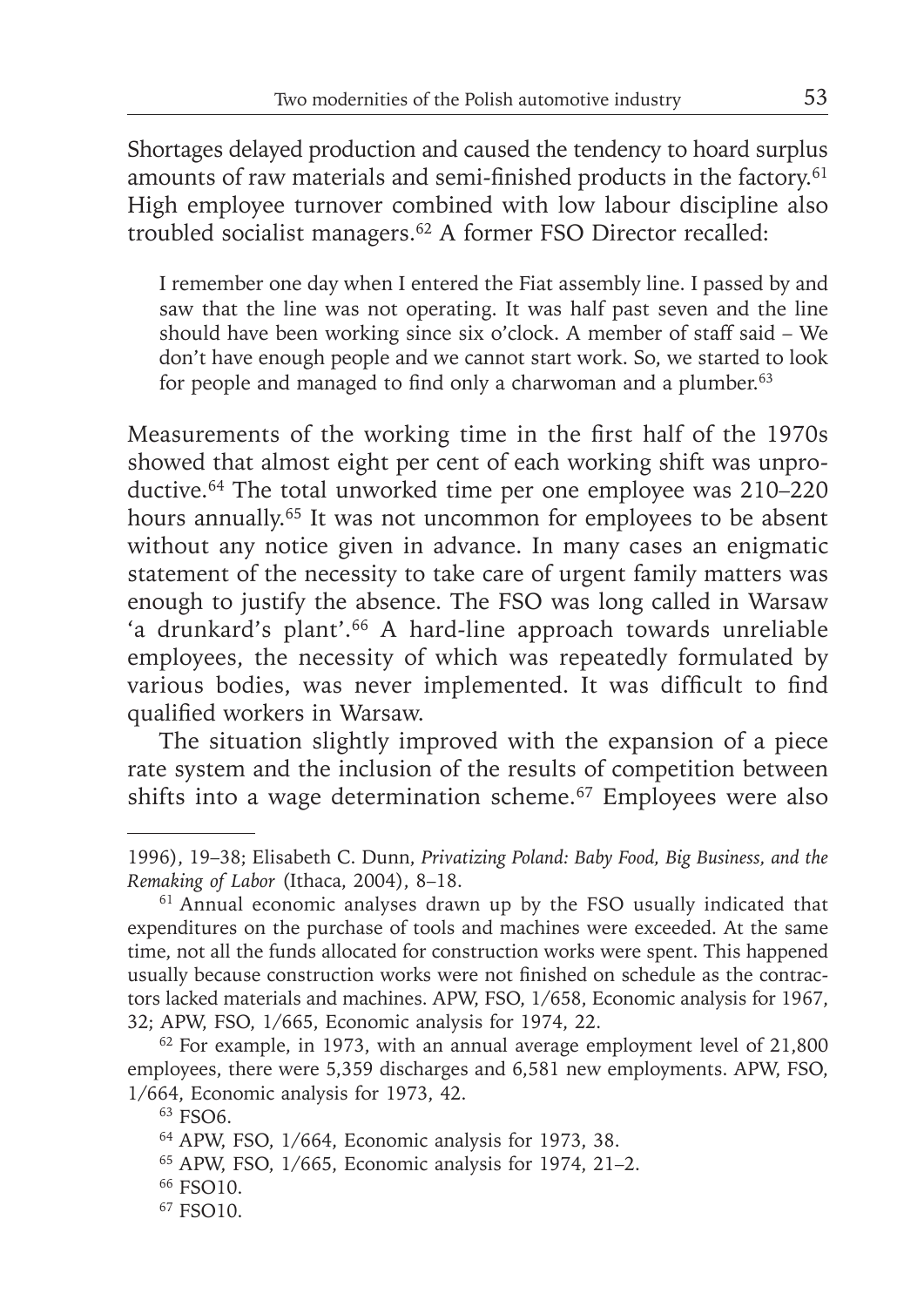Shortages delayed production and caused the tendency to hoard surplus amounts of raw materials and semi-finished products in the factory.[61] High employee turnover combined with low labour discipline also troubled socialist managers.[62] A former FSO Director recalled:

> I remember one day when I entered the Fiat assembly line. I passed by and saw that the line was not operating. It was half past seven and the line should have been working since six o'clock. A member of staff said – We don't have enough people and we cannot start work. So, we started to look for people and managed to find only a charwoman and a plumber.[63]

Measurements of the working time in the first half of the 1970s showed that almost eight per cent of each working shift was unproductive.[64] The total unworked time per one employee was 210–220 hours annually.[65] It was not uncommon for employees to be absent without any notice given in advance. In many cases an enigmatic statement of the necessity to take care of urgent family matters was enough to justify the absence. The FSO was long called in Warsaw 'a drunkard's plant'.[66] A hard-line approach towards unreliable employees, the necessity of which was repeatedly formulated by various bodies, was never implemented. It was difficult to find qualified workers in Warsaw.

The situation slightly improved with the expansion of a piece rate system and the inclusion of the results of competition between shifts into a wage determination scheme.[67] Employees were also

---

1996), 19–38; Elisabeth C. Dunn, *Privatizing Poland: Baby Food, Big Business, and the Remaking of Labor* (Ithaca, 2004), 8–18.

[61] Annual economic analyses drawn up by the FSO usually indicated that expenditures on the purchase of tools and machines were exceeded. At the same time, not all the funds allocated for construction works were spent. This happened usually because construction works were not finished on schedule as the contractors lacked materials and machines. APW, FSO, 1/658, Economic analysis for 1967, 32; APW, FSO, 1/665, Economic analysis for 1974, 22.

[62] For example, in 1973, with an annual average employment level of 21,800 employees, there were 5,359 discharges and 6,581 new employments. APW, FSO, 1/664, Economic analysis for 1973, 42.

[63] FSO6.

[64] APW, FSO, 1/664, Economic analysis for 1973, 38.

[65] APW, FSO, 1/665, Economic analysis for 1974, 21–2.

[66] FSO10.

[67] FSO10.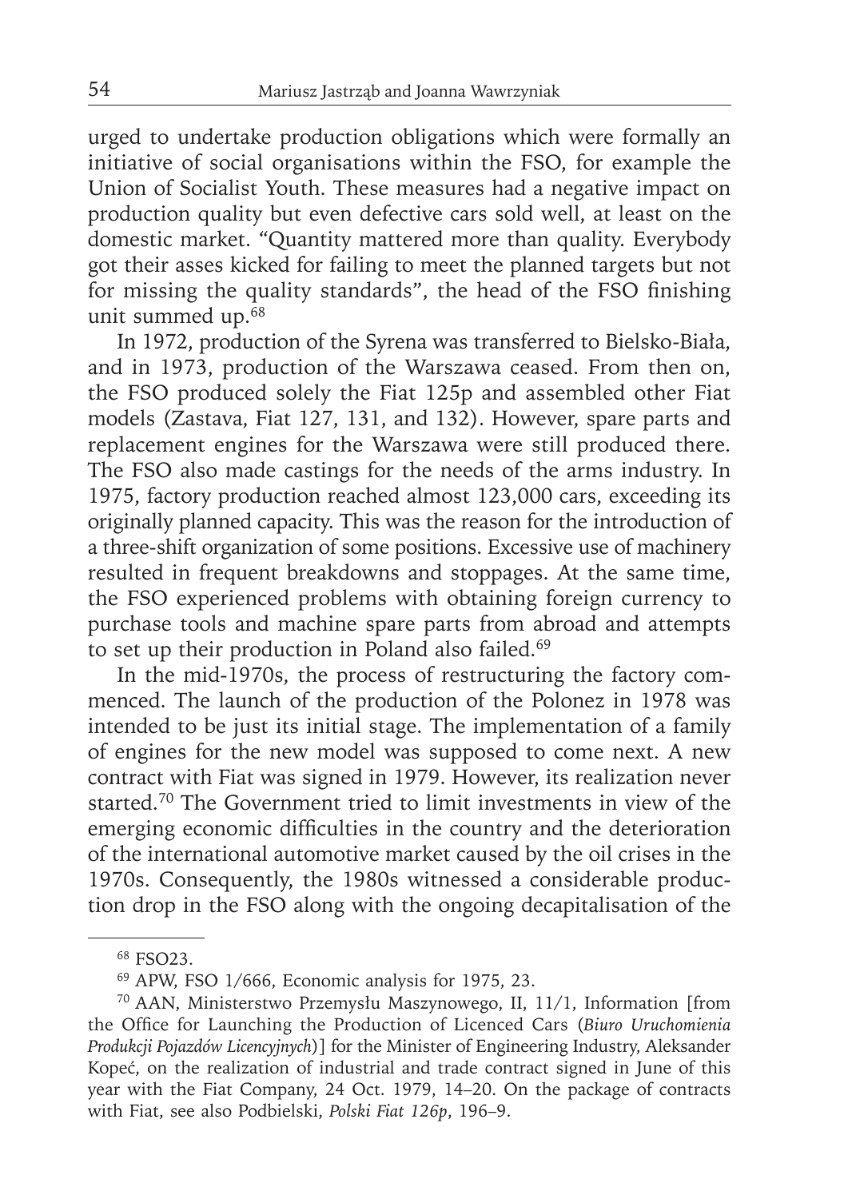urged to undertake production obligations which were formally an initiative of social organisations within the FSO, for example the Union of Socialist Youth. These measures had a negative impact on production quality but even defective cars sold well, at least on the domestic market. "Quantity mattered more than quality. Everybody got their asses kicked for failing to meet the planned targets but not for missing the quality standards", the head of the FSO finishing unit summed up.[68]

In 1972, production of the Syrena was transferred to Bielsko-Biała, and in 1973, production of the Warszawa ceased. From then on, the FSO produced solely the Fiat 125p and assembled other Fiat models (Zastava, Fiat 127, 131, and 132). However, spare parts and replacement engines for the Warszawa were still produced there. The FSO also made castings for the needs of the arms industry. In 1975, factory production reached almost 123,000 cars, exceeding its originally planned capacity. This was the reason for the introduction of a three-shift organization of some positions. Excessive use of machinery resulted in frequent breakdowns and stoppages. At the same time, the FSO experienced problems with obtaining foreign currency to purchase tools and machine spare parts from abroad and attempts to set up their production in Poland also failed.[69]

In the mid-1970s, the process of restructuring the factory commenced. The launch of the production of the Polonez in 1978 was intended to be just its initial stage. The implementation of a family of engines for the new model was supposed to come next. A new contract with Fiat was signed in 1979. However, its realization never started.[70] The Government tried to limit investments in view of the emerging economic difficulties in the country and the deterioration of the international automotive market caused by the oil crises in the 1970s. Consequently, the 1980s witnessed a considerable production drop in the FSO along with the ongoing decapitalisation of the

---

[68] FSO23.

[69] APW, FSO 1/666, Economic analysis for 1975, 23.

[70] AAN, Ministerstwo Przemysłu Maszynowego, II, 11/1, Information [from the Office for Launching the Production of Licenced Cars (*Biuro Uruchomienia Produkcji Pojazdów Licencyjnych*)] for the Minister of Engineering Industry, Aleksander Kopeć, on the realization of industrial and trade contract signed in June of this year with the Fiat Company, 24 Oct. 1979, 14–20. On the package of contracts with Fiat, see also Podbielski, *Polski Fiat 126p*, 196–9.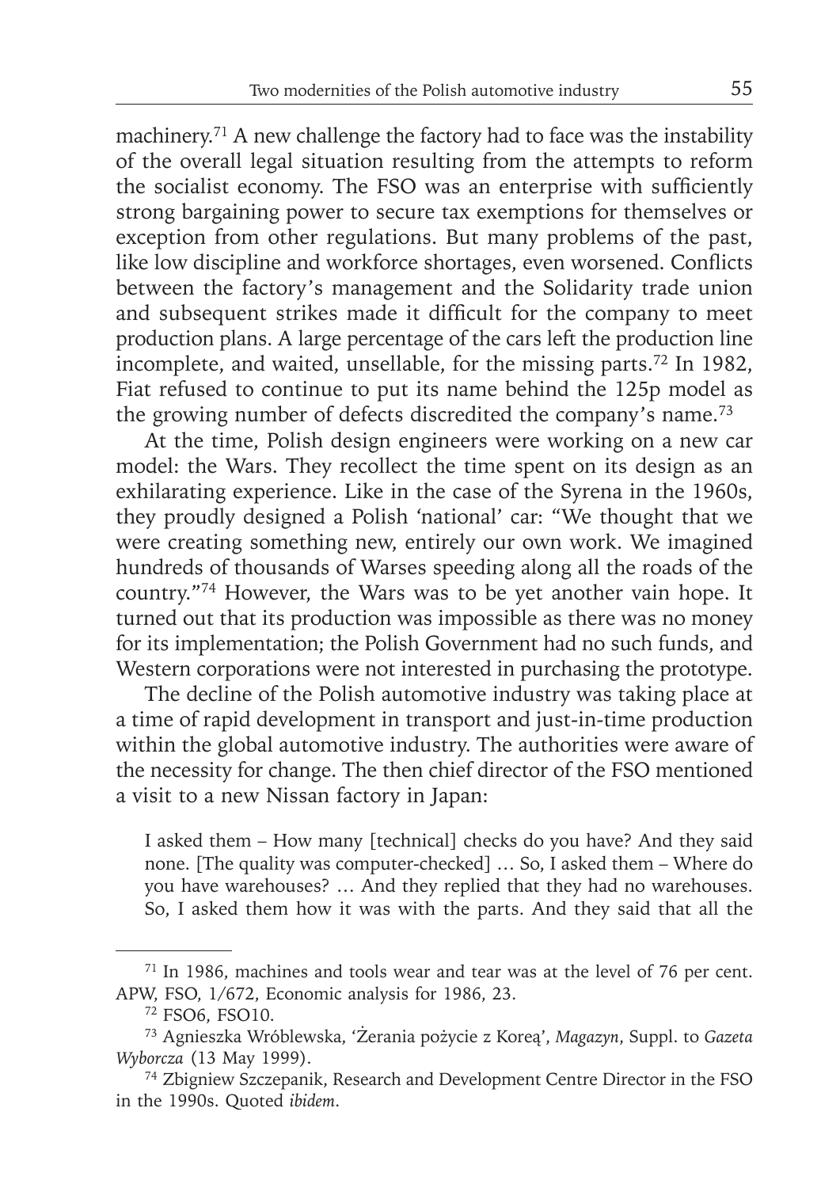machinery.[71] A new challenge the factory had to face was the instability of the overall legal situation resulting from the attempts to reform the socialist economy. The FSO was an enterprise with sufficiently strong bargaining power to secure tax exemptions for themselves or exception from other regulations. But many problems of the past, like low discipline and workforce shortages, even worsened. Conflicts between the factory's management and the Solidarity trade union and subsequent strikes made it difficult for the company to meet production plans. A large percentage of the cars left the production line incomplete, and waited, unsellable, for the missing parts.[72] In 1982, Fiat refused to continue to put its name behind the 125p model as the growing number of defects discredited the company's name.[73]

At the time, Polish design engineers were working on a new car model: the Wars. They recollect the time spent on its design as an exhilarating experience. Like in the case of the Syrena in the 1960s, they proudly designed a Polish 'national' car: "We thought that we were creating something new, entirely our own work. We imagined hundreds of thousands of Warses speeding along all the roads of the country."[74] However, the Wars was to be yet another vain hope. It turned out that its production was impossible as there was no money for its implementation; the Polish Government had no such funds, and Western corporations were not interested in purchasing the prototype.

The decline of the Polish automotive industry was taking place at a time of rapid development in transport and just-in-time production within the global automotive industry. The authorities were aware of the necessity for change. The then chief director of the FSO mentioned a visit to a new Nissan factory in Japan:

> I asked them – How many [technical] checks do you have? And they said none. [The quality was computer-checked] … So, I asked them – Where do you have warehouses? … And they replied that they had no warehouses. So, I asked them how it was with the parts. And they said that all the

---

[71] In 1986, machines and tools wear and tear was at the level of 76 per cent. APW, FSO, 1/672, Economic analysis for 1986, 23.

[72] FSO6, FSO10.

[73] Agnieszka Wróblewska, 'Żerania pożycie z Koreą', *Magazyn*, Suppl. to *Gazeta Wyborcza* (13 May 1999).

[74] Zbigniew Szczepanik, Research and Development Centre Director in the FSO in the 1990s. Quoted *ibidem*.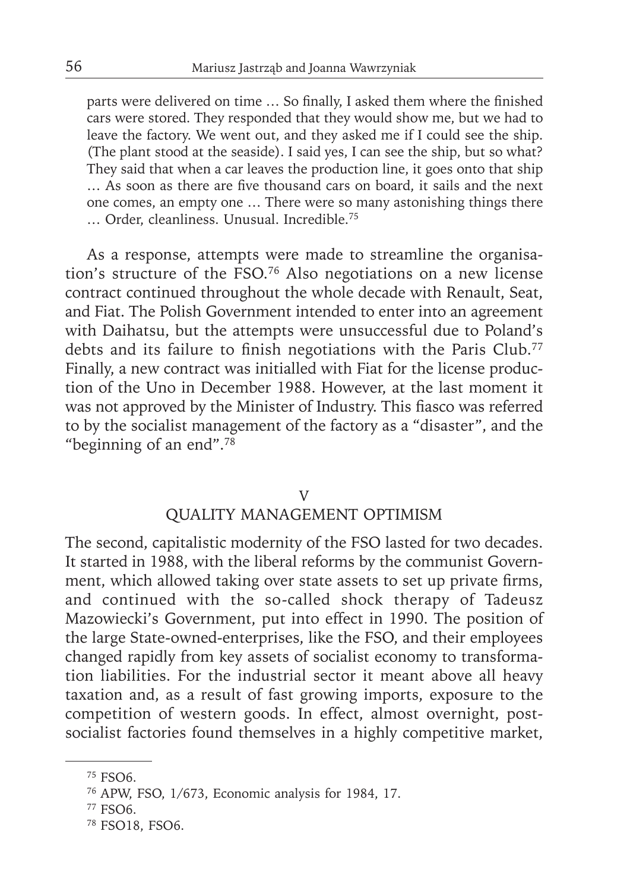parts were delivered on time … So finally, I asked them where the finished cars were stored. They responded that they would show me, but we had to leave the factory. We went out, and they asked me if I could see the ship. (The plant stood at the seaside). I said yes, I can see the ship, but so what? They said that when a car leaves the production line, it goes onto that ship … As soon as there are five thousand cars on board, it sails and the next one comes, an empty one … There were so many astonishing things there … Order, cleanliness. Unusual. Incredible.[75]

As a response, attempts were made to streamline the organisation's structure of the FSO.[76] Also negotiations on a new license contract continued throughout the whole decade with Renault, Seat, and Fiat. The Polish Government intended to enter into an agreement with Daihatsu, but the attempts were unsuccessful due to Poland's debts and its failure to finish negotiations with the Paris Club.[77] Finally, a new contract was initialled with Fiat for the license production of the Uno in December 1988. However, at the last moment it was not approved by the Minister of Industry. This fiasco was referred to by the socialist management of the factory as a "disaster", and the "beginning of an end".[78]

## V
## QUALITY MANAGEMENT OPTIMISM

The second, capitalistic modernity of the FSO lasted for two decades. It started in 1988, with the liberal reforms by the communist Government, which allowed taking over state assets to set up private firms, and continued with the so-called shock therapy of Tadeusz Mazowiecki's Government, put into effect in 1990. The position of the large State-owned-enterprises, like the FSO, and their employees changed rapidly from key assets of socialist economy to transformation liabilities. For the industrial sector it meant above all heavy taxation and, as a result of fast growing imports, exposure to the competition of western goods. In effect, almost overnight, post-socialist factories found themselves in a highly competitive market,

---

[75] FSO6.

[76] APW, FSO, 1/673, Economic analysis for 1984, 17.

[77] FSO6.

[78] FSO18, FSO6.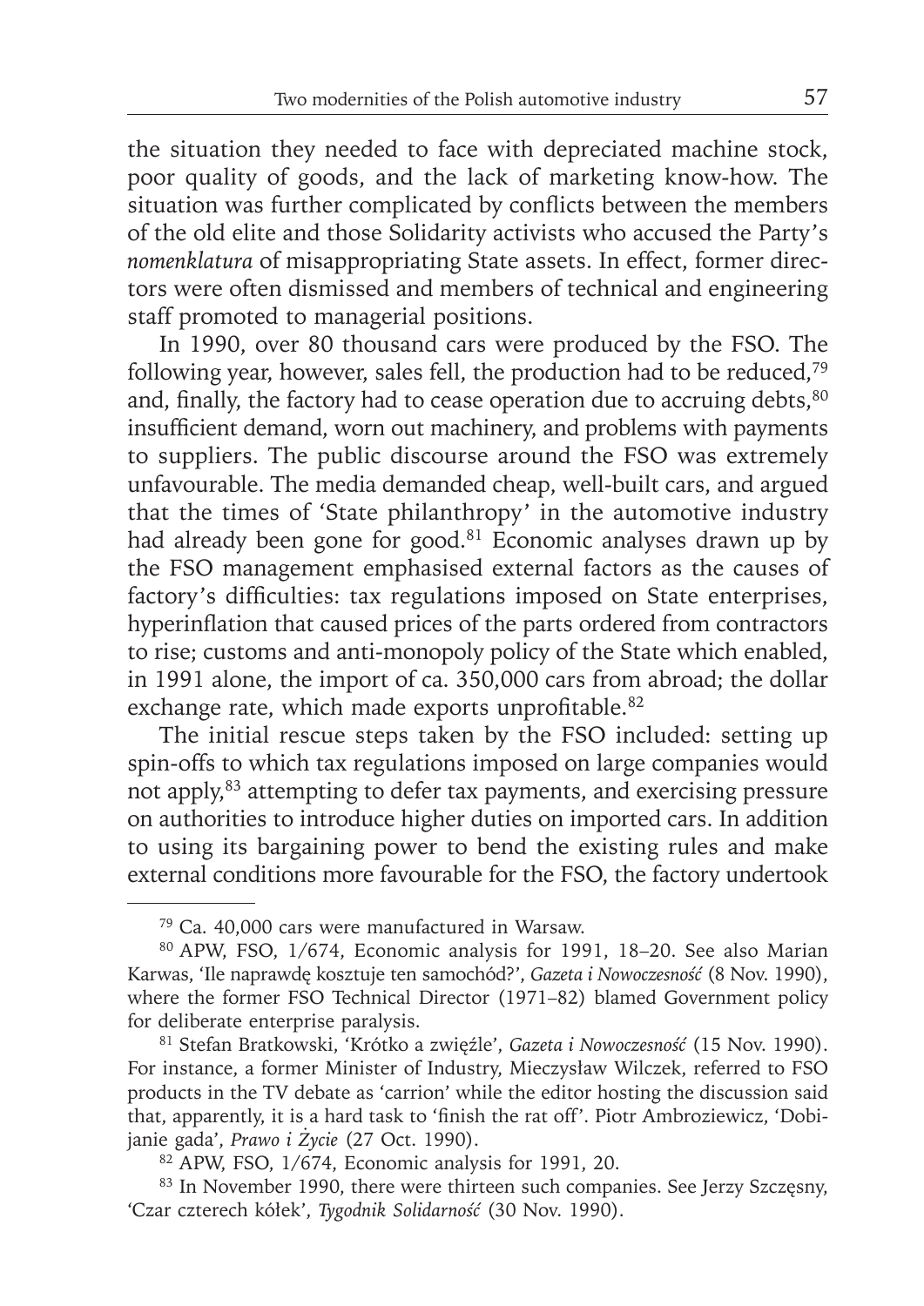the situation they needed to face with depreciated machine stock, poor quality of goods, and the lack of marketing know-how. The situation was further complicated by conflicts between the members of the old elite and those Solidarity activists who accused the Party's *nomenklatura* of misappropriating State assets. In effect, former directors were often dismissed and members of technical and engineering staff promoted to managerial positions.

In 1990, over 80 thousand cars were produced by the FSO. The following year, however, sales fell, the production had to be reduced,[79] and, finally, the factory had to cease operation due to accruing debts,[80] insufficient demand, worn out machinery, and problems with payments to suppliers. The public discourse around the FSO was extremely unfavourable. The media demanded cheap, well-built cars, and argued that the times of 'State philanthropy' in the automotive industry had already been gone for good.[81] Economic analyses drawn up by the FSO management emphasised external factors as the causes of factory's difficulties: tax regulations imposed on State enterprises, hyperinflation that caused prices of the parts ordered from contractors to rise; customs and anti-monopoly policy of the State which enabled, in 1991 alone, the import of ca. 350,000 cars from abroad; the dollar exchange rate, which made exports unprofitable.[82]

The initial rescue steps taken by the FSO included: setting up spin-offs to which tax regulations imposed on large companies would not apply,[83] attempting to defer tax payments, and exercising pressure on authorities to introduce higher duties on imported cars. In addition to using its bargaining power to bend the existing rules and make external conditions more favourable for the FSO, the factory undertook

---

[79] Ca. 40,000 cars were manufactured in Warsaw.

[80] APW, FSO, 1/674, Economic analysis for 1991, 18–20. See also Marian Karwas, 'Ile naprawdę kosztuje ten samochód?', *Gazeta i Nowoczesność* (8 Nov. 1990), where the former FSO Technical Director (1971–82) blamed Government policy for deliberate enterprise paralysis.

[81] Stefan Bratkowski, 'Krótko a zwięźle', *Gazeta i Nowoczesność* (15 Nov. 1990). For instance, a former Minister of Industry, Mieczysław Wilczek, referred to FSO products in the TV debate as 'carrion' while the editor hosting the discussion said that, apparently, it is a hard task to 'finish the rat off'. Piotr Ambroziewicz, 'Dobijanie gada', *Prawo i Życie* (27 Oct. 1990).

[82] APW, FSO, 1/674, Economic analysis for 1991, 20.

[83] In November 1990, there were thirteen such companies. See Jerzy Szczęsny, 'Czar czterech kółek', *Tygodnik Solidarność* (30 Nov. 1990).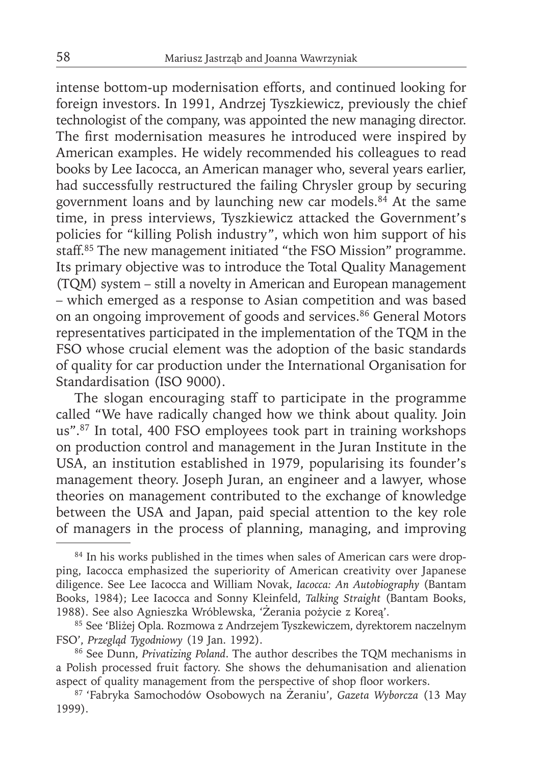intense bottom-up modernisation efforts, and continued looking for foreign investors. In 1991, Andrzej Tyszkiewicz, previously the chief technologist of the company, was appointed the new managing director. The first modernisation measures he introduced were inspired by American examples. He widely recommended his colleagues to read books by Lee Iacocca, an American manager who, several years earlier, had successfully restructured the failing Chrysler group by securing government loans and by launching new car models.[84] At the same time, in press interviews, Tyszkiewicz attacked the Government's policies for "killing Polish industry", which won him support of his staff.[85] The new management initiated "the FSO Mission" programme. Its primary objective was to introduce the Total Quality Management (TQM) system – still a novelty in American and European management – which emerged as a response to Asian competition and was based on an ongoing improvement of goods and services.[86] General Motors representatives participated in the implementation of the TQM in the FSO whose crucial element was the adoption of the basic standards of quality for car production under the International Organisation for Standardisation (ISO 9000).

The slogan encouraging staff to participate in the programme called "We have radically changed how we think about quality. Join us".[87] In total, 400 FSO employees took part in training workshops on production control and management in the Juran Institute in the USA, an institution established in 1979, popularising its founder's management theory. Joseph Juran, an engineer and a lawyer, whose theories on management contributed to the exchange of knowledge between the USA and Japan, paid special attention to the key role of managers in the process of planning, managing, and improving

---

[84] In his works published in the times when sales of American cars were dropping, Iacocca emphasized the superiority of American creativity over Japanese diligence. See Lee Iacocca and William Novak, *Iacocca: An Autobiography* (Bantam Books, 1984); Lee Iacocca and Sonny Kleinfeld, *Talking Straight* (Bantam Books, 1988). See also Agnieszka Wróblewska, 'Żerania pożycie z Koreą'.

[85] See 'Bliżej Opla. Rozmowa z Andrzejem Tyszkewiczem, dyrektorem naczelnym FSO', *Przegląd Tygodniowy* (19 Jan. 1992).

[86] See Dunn, *Privatizing Poland*. The author describes the TQM mechanisms in a Polish processed fruit factory. She shows the dehumanisation and alienation aspect of quality management from the perspective of shop floor workers.

[87] 'Fabryka Samochodów Osobowych na Żeraniu', *Gazeta Wyborcza* (13 May 1999).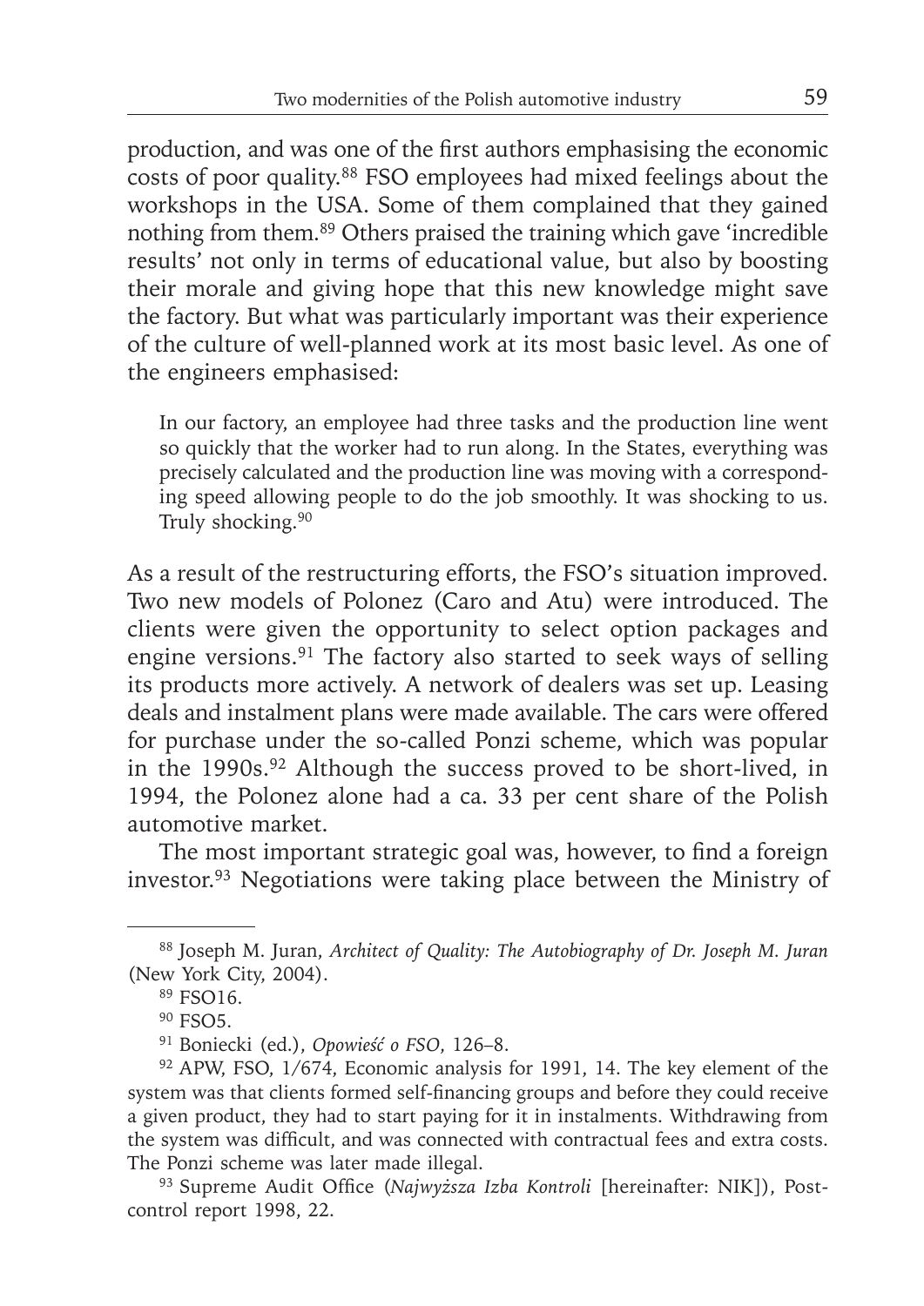production, and was one of the first authors emphasising the economic costs of poor quality.[88] FSO employees had mixed feelings about the workshops in the USA. Some of them complained that they gained nothing from them.[89] Others praised the training which gave 'incredible results' not only in terms of educational value, but also by boosting their morale and giving hope that this new knowledge might save the factory. But what was particularly important was their experience of the culture of well-planned work at its most basic level. As one of the engineers emphasised:

> In our factory, an employee had three tasks and the production line went so quickly that the worker had to run along. In the States, everything was precisely calculated and the production line was moving with a corresponding speed allowing people to do the job smoothly. It was shocking to us. Truly shocking.[90]

As a result of the restructuring efforts, the FSO's situation improved. Two new models of Polonez (Caro and Atu) were introduced. The clients were given the opportunity to select option packages and engine versions.[91] The factory also started to seek ways of selling its products more actively. A network of dealers was set up. Leasing deals and instalment plans were made available. The cars were offered for purchase under the so-called Ponzi scheme, which was popular in the 1990s.[92] Although the success proved to be short-lived, in 1994, the Polonez alone had a ca. 33 per cent share of the Polish automotive market.

The most important strategic goal was, however, to find a foreign investor.[93] Negotiations were taking place between the Ministry of

---

[88] Joseph M. Juran, *Architect of Quality: The Autobiography of Dr. Joseph M. Juran* (New York City, 2004).

[89] FSO16.

[90] FSO5.

[91] Boniecki (ed.), *Opowieść o FSO*, 126–8.

[92] APW, FSO, 1/674, Economic analysis for 1991, 14. The key element of the system was that clients formed self-financing groups and before they could receive a given product, they had to start paying for it in instalments. Withdrawing from the system was difficult, and was connected with contractual fees and extra costs. The Ponzi scheme was later made illegal.

[93] Supreme Audit Office (*Najwyższa Izba Kontroli* [hereinafter: NIK]), Post-control report 1998, 22.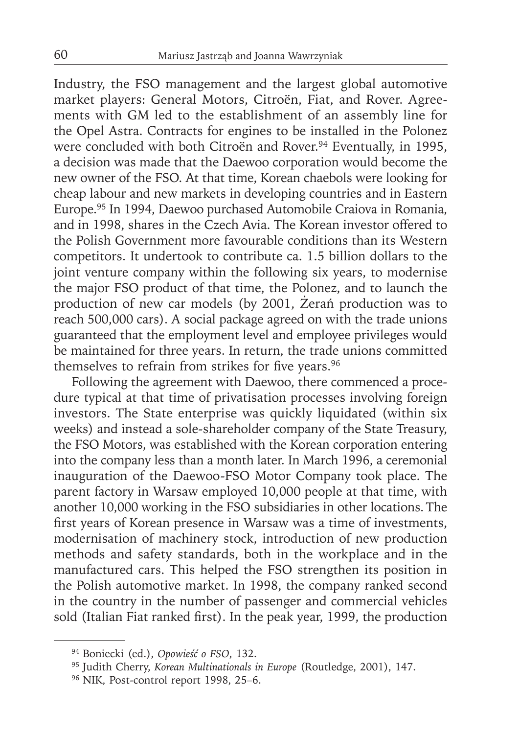Industry, the FSO management and the largest global automotive market players: General Motors, Citroën, Fiat, and Rover. Agreements with GM led to the establishment of an assembly line for the Opel Astra. Contracts for engines to be installed in the Polonez were concluded with both Citroën and Rover.[94] Eventually, in 1995, a decision was made that the Daewoo corporation would become the new owner of the FSO. At that time, Korean chaebols were looking for cheap labour and new markets in developing countries and in Eastern Europe.[95] In 1994, Daewoo purchased Automobile Craiova in Romania, and in 1998, shares in the Czech Avia. The Korean investor offered to the Polish Government more favourable conditions than its Western competitors. It undertook to contribute ca. 1.5 billion dollars to the joint venture company within the following six years, to modernise the major FSO product of that time, the Polonez, and to launch the production of new car models (by 2001, Żerań production was to reach 500,000 cars). A social package agreed on with the trade unions guaranteed that the employment level and employee privileges would be maintained for three years. In return, the trade unions committed themselves to refrain from strikes for five years.[96]

Following the agreement with Daewoo, there commenced a procedure typical at that time of privatisation processes involving foreign investors. The State enterprise was quickly liquidated (within six weeks) and instead a sole-shareholder company of the State Treasury, the FSO Motors, was established with the Korean corporation entering into the company less than a month later. In March 1996, a ceremonial inauguration of the Daewoo-FSO Motor Company took place. The parent factory in Warsaw employed 10,000 people at that time, with another 10,000 working in the FSO subsidiaries in other locations. The first years of Korean presence in Warsaw was a time of investments, modernisation of machinery stock, introduction of new production methods and safety standards, both in the workplace and in the manufactured cars. This helped the FSO strengthen its position in the Polish automotive market. In 1998, the company ranked second in the country in the number of passenger and commercial vehicles sold (Italian Fiat ranked first). In the peak year, 1999, the production

---

[94] Boniecki (ed.), *Opowieść o FSO*, 132.

[95] Judith Cherry, *Korean Multinationals in Europe* (Routledge, 2001), 147.

[96] NIK, Post-control report 1998, 25–6.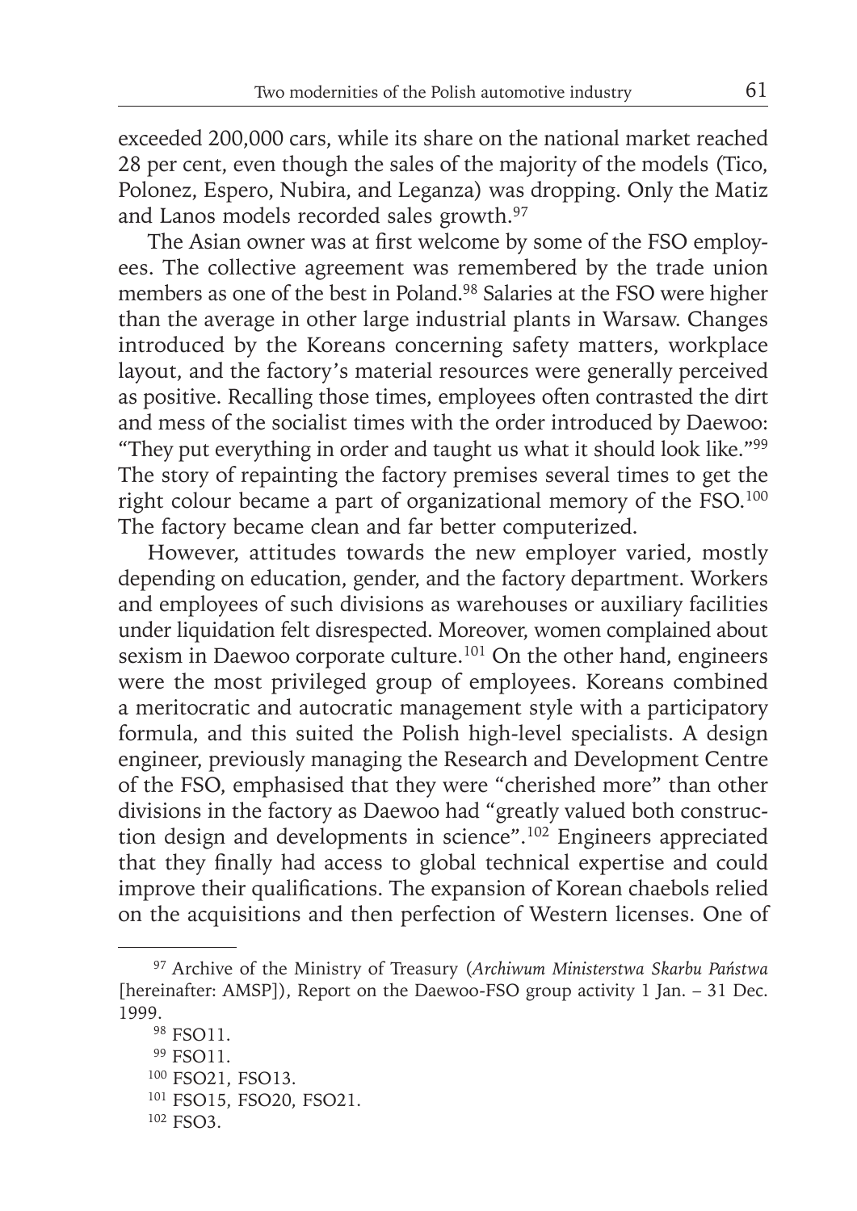exceeded 200,000 cars, while its share on the national market reached 28 per cent, even though the sales of the majority of the models (Tico, Polonez, Espero, Nubira, and Leganza) was dropping. Only the Matiz and Lanos models recorded sales growth.[97]

The Asian owner was at first welcome by some of the FSO employees. The collective agreement was remembered by the trade union members as one of the best in Poland.[98] Salaries at the FSO were higher than the average in other large industrial plants in Warsaw. Changes introduced by the Koreans concerning safety matters, workplace layout, and the factory's material resources were generally perceived as positive. Recalling those times, employees often contrasted the dirt and mess of the socialist times with the order introduced by Daewoo: "They put everything in order and taught us what it should look like."[99] The story of repainting the factory premises several times to get the right colour became a part of organizational memory of the FSO.[100] The factory became clean and far better computerized.

However, attitudes towards the new employer varied, mostly depending on education, gender, and the factory department. Workers and employees of such divisions as warehouses or auxiliary facilities under liquidation felt disrespected. Moreover, women complained about sexism in Daewoo corporate culture.[101] On the other hand, engineers were the most privileged group of employees. Koreans combined a meritocratic and autocratic management style with a participatory formula, and this suited the Polish high-level specialists. A design engineer, previously managing the Research and Development Centre of the FSO, emphasised that they were "cherished more" than other divisions in the factory as Daewoo had "greatly valued both construction design and developments in science".[102] Engineers appreciated that they finally had access to global technical expertise and could improve their qualifications. The expansion of Korean chaebols relied on the acquisitions and then perfection of Western licenses. One of

---

[97] Archive of the Ministry of Treasury (*Archiwum Ministerstwa Skarbu Państwa* [hereinafter: AMSP]), Report on the Daewoo-FSO group activity 1 Jan. – 31 Dec. 1999.

[98] FSO11.

[99] FSO11.

[100] FSO21, FSO13.

[101] FSO15, FSO20, FSO21.

[102] FSO3.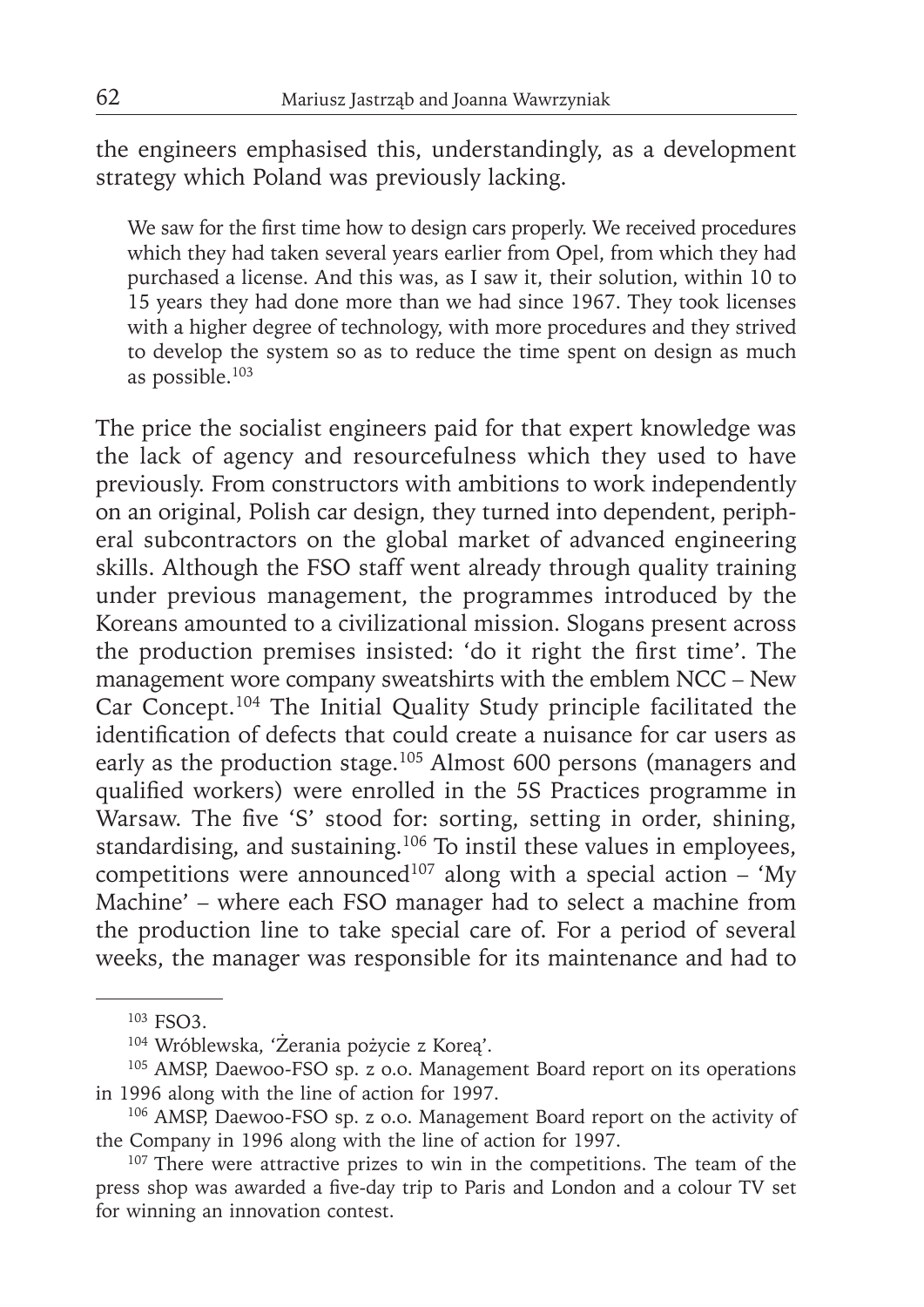the engineers emphasised this, understandingly, as a development strategy which Poland was previously lacking.

> We saw for the first time how to design cars properly. We received procedures which they had taken several years earlier from Opel, from which they had purchased a license. And this was, as I saw it, their solution, within 10 to 15 years they had done more than we had since 1967. They took licenses with a higher degree of technology, with more procedures and they strived to develop the system so as to reduce the time spent on design as much as possible.[103]

The price the socialist engineers paid for that expert knowledge was the lack of agency and resourcefulness which they used to have previously. From constructors with ambitions to work independently on an original, Polish car design, they turned into dependent, peripheral subcontractors on the global market of advanced engineering skills. Although the FSO staff went already through quality training under previous management, the programmes introduced by the Koreans amounted to a civilizational mission. Slogans present across the production premises insisted: 'do it right the first time'. The management wore company sweatshirts with the emblem NCC – New Car Concept.[104] The Initial Quality Study principle facilitated the identification of defects that could create a nuisance for car users as early as the production stage.[105] Almost 600 persons (managers and qualified workers) were enrolled in the 5S Practices programme in Warsaw. The five 'S' stood for: sorting, setting in order, shining, standardising, and sustaining.[106] To instil these values in employees, competitions were announced[107] along with a special action – 'My Machine' – where each FSO manager had to select a machine from the production line to take special care of. For a period of several weeks, the manager was responsible for its maintenance and had to

---

[103] FSO3.

[104] Wróblewska, 'Żerania pożycie z Koreą'.

[105] AMSP, Daewoo-FSO sp. z o.o. Management Board report on its operations in 1996 along with the line of action for 1997.

[106] AMSP, Daewoo-FSO sp. z o.o. Management Board report on the activity of the Company in 1996 along with the line of action for 1997.

[107] There were attractive prizes to win in the competitions. The team of the press shop was awarded a five-day trip to Paris and London and a colour TV set for winning an innovation contest.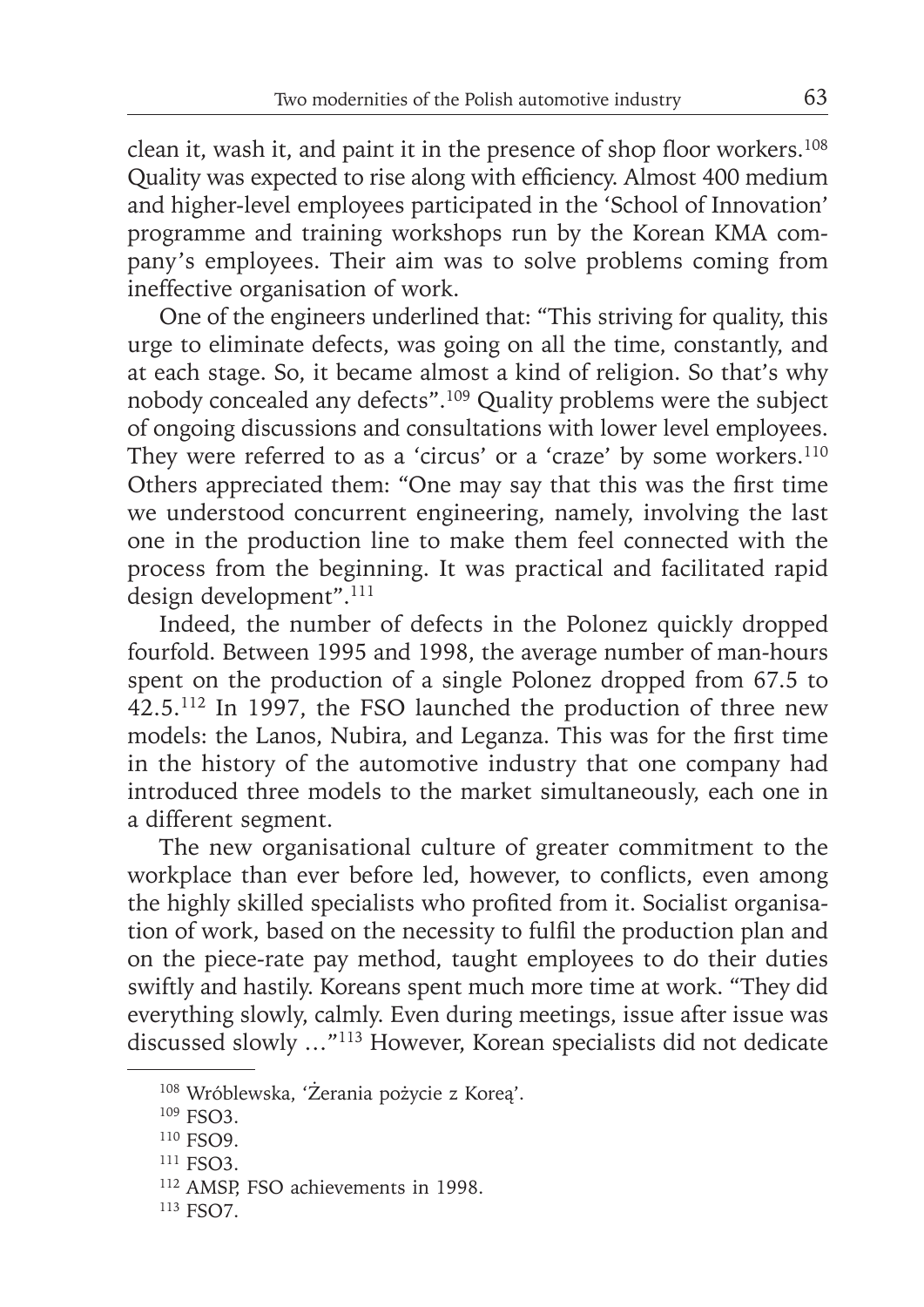clean it, wash it, and paint it in the presence of shop floor workers.[108] Quality was expected to rise along with efficiency. Almost 400 medium and higher-level employees participated in the 'School of Innovation' programme and training workshops run by the Korean KMA company's employees. Their aim was to solve problems coming from ineffective organisation of work.

One of the engineers underlined that: "This striving for quality, this urge to eliminate defects, was going on all the time, constantly, and at each stage. So, it became almost a kind of religion. So that's why nobody concealed any defects".[109] Quality problems were the subject of ongoing discussions and consultations with lower level employees. They were referred to as a 'circus' or a 'craze' by some workers.[110] Others appreciated them: "One may say that this was the first time we understood concurrent engineering, namely, involving the last one in the production line to make them feel connected with the process from the beginning. It was practical and facilitated rapid design development".[111]

Indeed, the number of defects in the Polonez quickly dropped fourfold. Between 1995 and 1998, the average number of man-hours spent on the production of a single Polonez dropped from 67.5 to 42.5.[112] In 1997, the FSO launched the production of three new models: the Lanos, Nubira, and Leganza. This was for the first time in the history of the automotive industry that one company had introduced three models to the market simultaneously, each one in a different segment.

The new organisational culture of greater commitment to the workplace than ever before led, however, to conflicts, even among the highly skilled specialists who profited from it. Socialist organisation of work, based on the necessity to fulfil the production plan and on the piece-rate pay method, taught employees to do their duties swiftly and hastily. Koreans spent much more time at work. "They did everything slowly, calmly. Even during meetings, issue after issue was discussed slowly …"[113] However, Korean specialists did not dedicate

---

[108] Wróblewska, 'Żerania pożycie z Koreą'.

[109] FSO3.

[110] FSO9.

[111] FSO3.

[112] AMSP, FSO achievements in 1998.

[113] FSO7.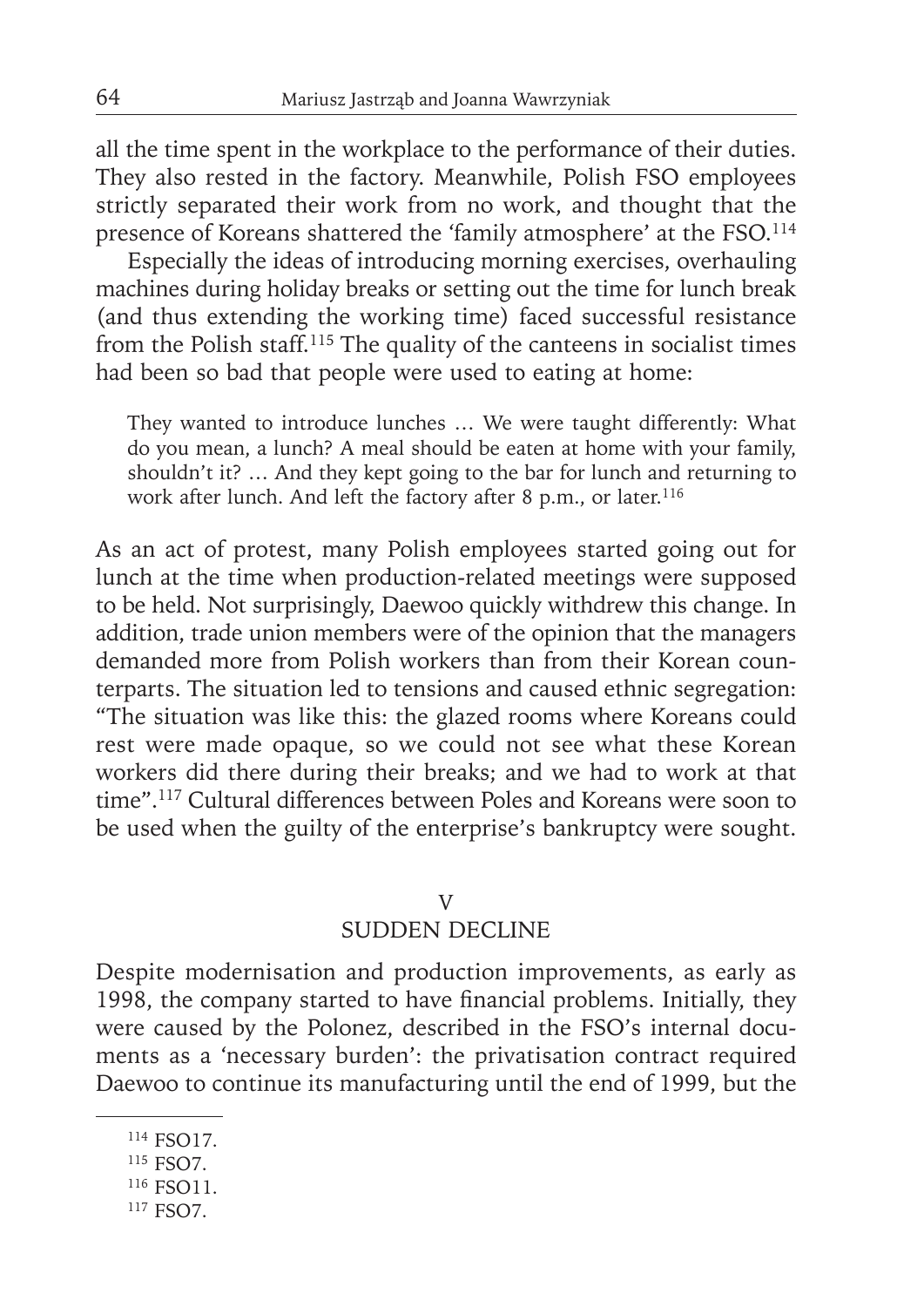all the time spent in the workplace to the performance of their duties. They also rested in the factory. Meanwhile, Polish FSO employees strictly separated their work from no work, and thought that the presence of Koreans shattered the 'family atmosphere' at the FSO.[114]

Especially the ideas of introducing morning exercises, overhauling machines during holiday breaks or setting out the time for lunch break (and thus extending the working time) faced successful resistance from the Polish staff.[115] The quality of the canteens in socialist times had been so bad that people were used to eating at home:

> They wanted to introduce lunches … We were taught differently: What do you mean, a lunch? A meal should be eaten at home with your family, shouldn't it? … And they kept going to the bar for lunch and returning to work after lunch. And left the factory after 8 p.m., or later.[116]

As an act of protest, many Polish employees started going out for lunch at the time when production-related meetings were supposed to be held. Not surprisingly, Daewoo quickly withdrew this change. In addition, trade union members were of the opinion that the managers demanded more from Polish workers than from their Korean counterparts. The situation led to tensions and caused ethnic segregation: "The situation was like this: the glazed rooms where Koreans could rest were made opaque, so we could not see what these Korean workers did there during their breaks; and we had to work at that time".[117] Cultural differences between Poles and Koreans were soon to be used when the guilty of the enterprise's bankruptcy were sought.

## V
## SUDDEN DECLINE

Despite modernisation and production improvements, as early as 1998, the company started to have financial problems. Initially, they were caused by the Polonez, described in the FSO's internal documents as a 'necessary burden': the privatisation contract required Daewoo to continue its manufacturing until the end of 1999, but the

---

[114] FSO17.

[115] FSO7.

[116] FSO11.

[117] FSO7.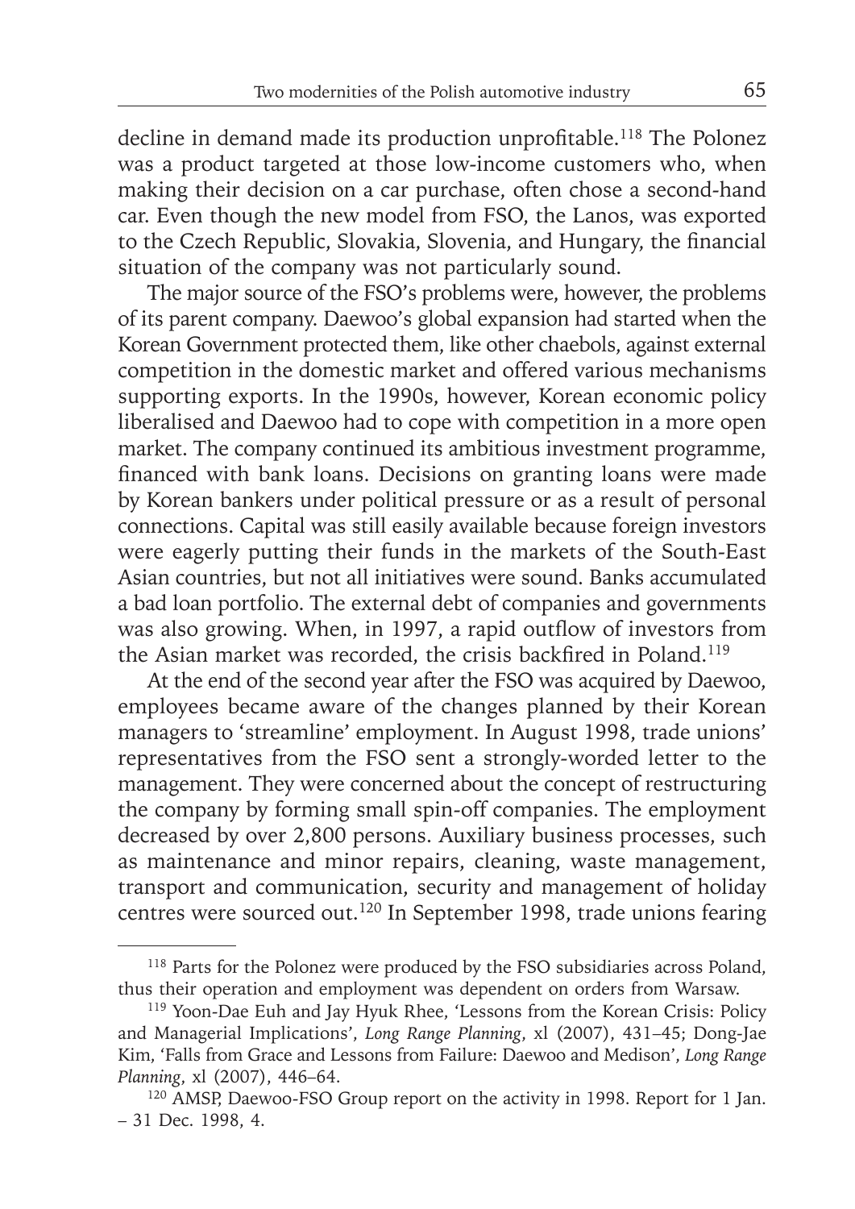decline in demand made its production unprofitable.[118] The Polonez was a product targeted at those low-income customers who, when making their decision on a car purchase, often chose a second-hand car. Even though the new model from FSO, the Lanos, was exported to the Czech Republic, Slovakia, Slovenia, and Hungary, the financial situation of the company was not particularly sound.

The major source of the FSO's problems were, however, the problems of its parent company. Daewoo's global expansion had started when the Korean Government protected them, like other chaebols, against external competition in the domestic market and offered various mechanisms supporting exports. In the 1990s, however, Korean economic policy liberalised and Daewoo had to cope with competition in a more open market. The company continued its ambitious investment programme, financed with bank loans. Decisions on granting loans were made by Korean bankers under political pressure or as a result of personal connections. Capital was still easily available because foreign investors were eagerly putting their funds in the markets of the South-East Asian countries, but not all initiatives were sound. Banks accumulated a bad loan portfolio. The external debt of companies and governments was also growing. When, in 1997, a rapid outflow of investors from the Asian market was recorded, the crisis backfired in Poland.[119]

At the end of the second year after the FSO was acquired by Daewoo, employees became aware of the changes planned by their Korean managers to 'streamline' employment. In August 1998, trade unions' representatives from the FSO sent a strongly-worded letter to the management. They were concerned about the concept of restructuring the company by forming small spin-off companies. The employment decreased by over 2,800 persons. Auxiliary business processes, such as maintenance and minor repairs, cleaning, waste management, transport and communication, security and management of holiday centres were sourced out.[120] In September 1998, trade unions fearing

---

[118] Parts for the Polonez were produced by the FSO subsidiaries across Poland, thus their operation and employment was dependent on orders from Warsaw.

[119] Yoon-Dae Euh and Jay Hyuk Rhee, 'Lessons from the Korean Crisis: Policy and Managerial Implications', *Long Range Planning*, xl (2007), 431–45; Dong-Jae Kim, 'Falls from Grace and Lessons from Failure: Daewoo and Medison', *Long Range Planning*, xl (2007), 446–64.

[120] AMSP, Daewoo-FSO Group report on the activity in 1998. Report for 1 Jan. – 31 Dec. 1998, 4.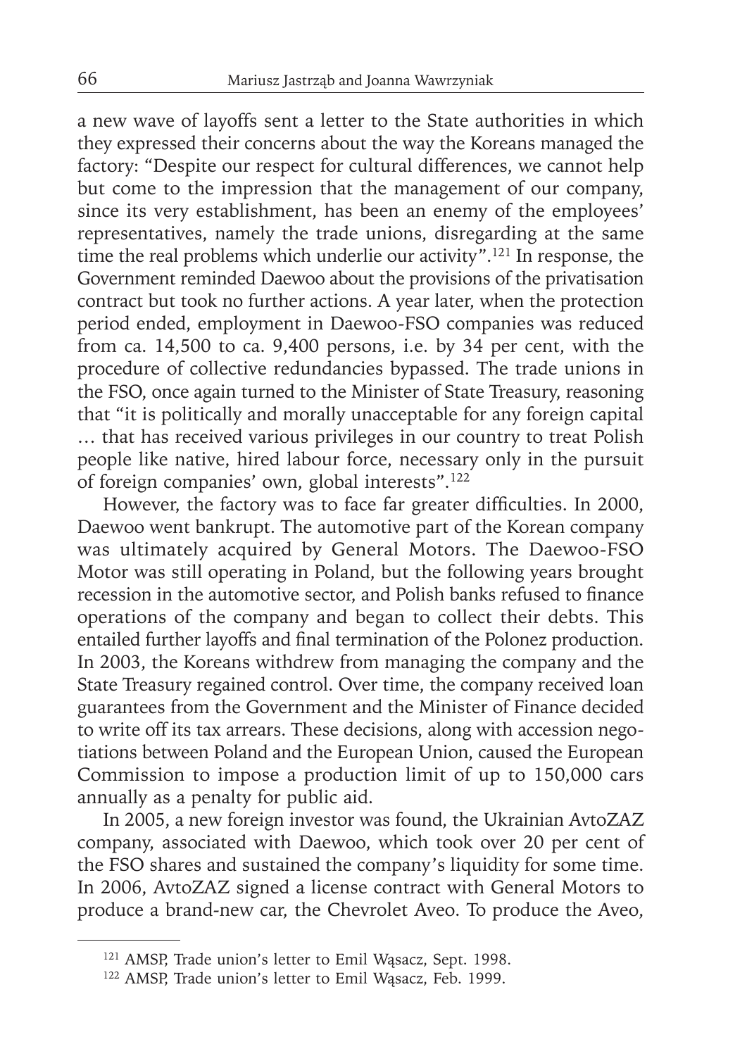a new wave of layoffs sent a letter to the State authorities in which they expressed their concerns about the way the Koreans managed the factory: "Despite our respect for cultural differences, we cannot help but come to the impression that the management of our company, since its very establishment, has been an enemy of the employees' representatives, namely the trade unions, disregarding at the same time the real problems which underlie our activity".[121] In response, the Government reminded Daewoo about the provisions of the privatisation contract but took no further actions. A year later, when the protection period ended, employment in Daewoo-FSO companies was reduced from ca. 14,500 to ca. 9,400 persons, i.e. by 34 per cent, with the procedure of collective redundancies bypassed. The trade unions in the FSO, once again turned to the Minister of State Treasury, reasoning that "it is politically and morally unacceptable for any foreign capital … that has received various privileges in our country to treat Polish people like native, hired labour force, necessary only in the pursuit of foreign companies' own, global interests".[122]

However, the factory was to face far greater difficulties. In 2000, Daewoo went bankrupt. The automotive part of the Korean company was ultimately acquired by General Motors. The Daewoo-FSO Motor was still operating in Poland, but the following years brought recession in the automotive sector, and Polish banks refused to finance operations of the company and began to collect their debts. This entailed further layoffs and final termination of the Polonez production. In 2003, the Koreans withdrew from managing the company and the State Treasury regained control. Over time, the company received loan guarantees from the Government and the Minister of Finance decided to write off its tax arrears. These decisions, along with accession negotiations between Poland and the European Union, caused the European Commission to impose a production limit of up to 150,000 cars annually as a penalty for public aid.

In 2005, a new foreign investor was found, the Ukrainian AvtoZAZ company, associated with Daewoo, which took over 20 per cent of the FSO shares and sustained the company's liquidity for some time. In 2006, AvtoZAZ signed a license contract with General Motors to produce a brand-new car, the Chevrolet Aveo. To produce the Aveo,

---

[121] AMSP, Trade union's letter to Emil Wąsacz, Sept. 1998.

[122] AMSP, Trade union's letter to Emil Wąsacz, Feb. 1999.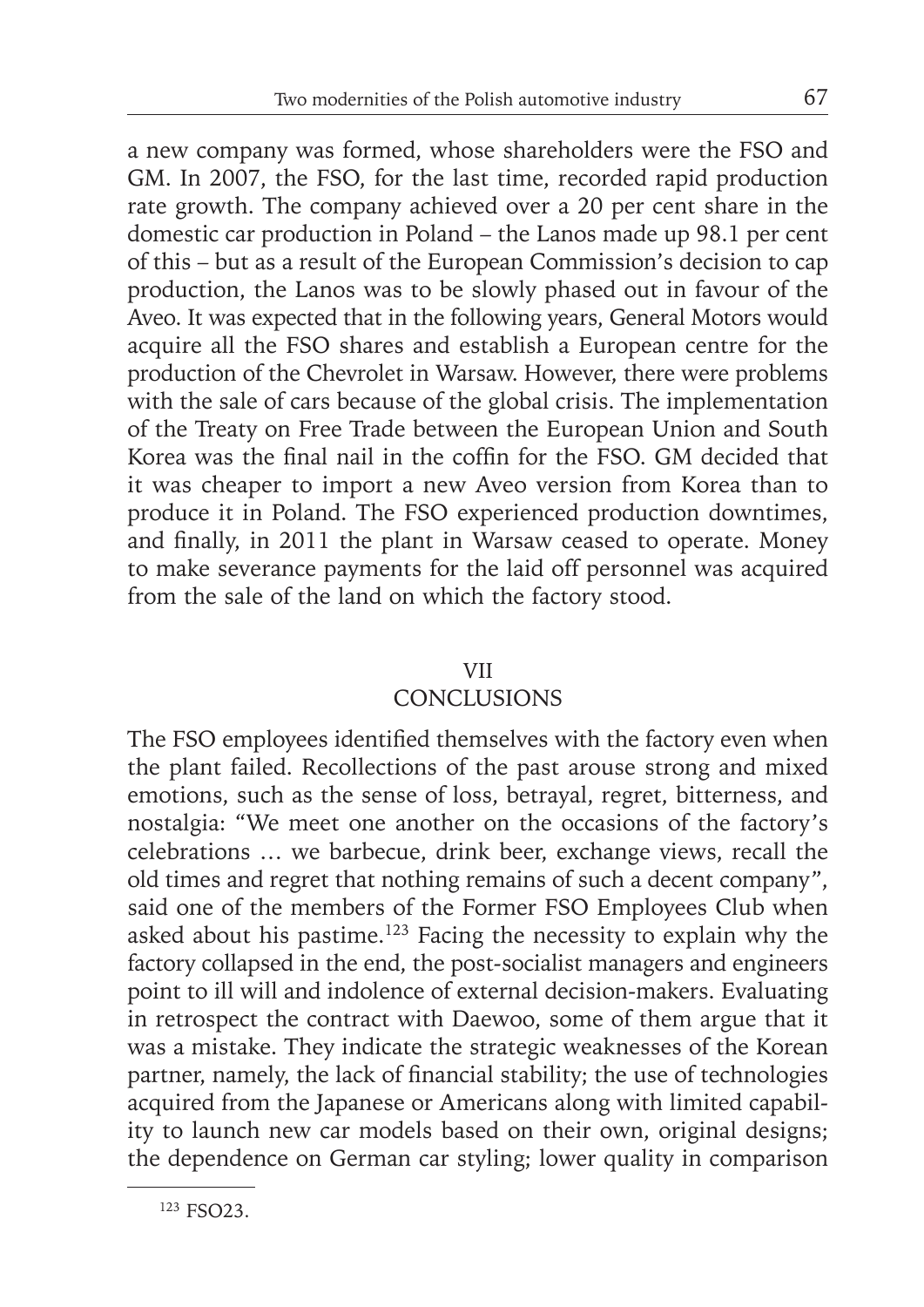a new company was formed, whose shareholders were the FSO and GM. In 2007, the FSO, for the last time, recorded rapid production rate growth. The company achieved over a 20 per cent share in the domestic car production in Poland – the Lanos made up 98.1 per cent of this – but as a result of the European Commission's decision to cap production, the Lanos was to be slowly phased out in favour of the Aveo. It was expected that in the following years, General Motors would acquire all the FSO shares and establish a European centre for the production of the Chevrolet in Warsaw. However, there were problems with the sale of cars because of the global crisis. The implementation of the Treaty on Free Trade between the European Union and South Korea was the final nail in the coffin for the FSO. GM decided that it was cheaper to import a new Aveo version from Korea than to produce it in Poland. The FSO experienced production downtimes, and finally, in 2011 the plant in Warsaw ceased to operate. Money to make severance payments for the laid off personnel was acquired from the sale of the land on which the factory stood.

## VII
## CONCLUSIONS

The FSO employees identified themselves with the factory even when the plant failed. Recollections of the past arouse strong and mixed emotions, such as the sense of loss, betrayal, regret, bitterness, and nostalgia: "We meet one another on the occasions of the factory's celebrations … we barbecue, drink beer, exchange views, recall the old times and regret that nothing remains of such a decent company", said one of the members of the Former FSO Employees Club when asked about his pastime.[123] Facing the necessity to explain why the factory collapsed in the end, the post-socialist managers and engineers point to ill will and indolence of external decision-makers. Evaluating in retrospect the contract with Daewoo, some of them argue that it was a mistake. They indicate the strategic weaknesses of the Korean partner, namely, the lack of financial stability; the use of technologies acquired from the Japanese or Americans along with limited capability to launch new car models based on their own, original designs; the dependence on German car styling; lower quality in comparison

[123] FSO23.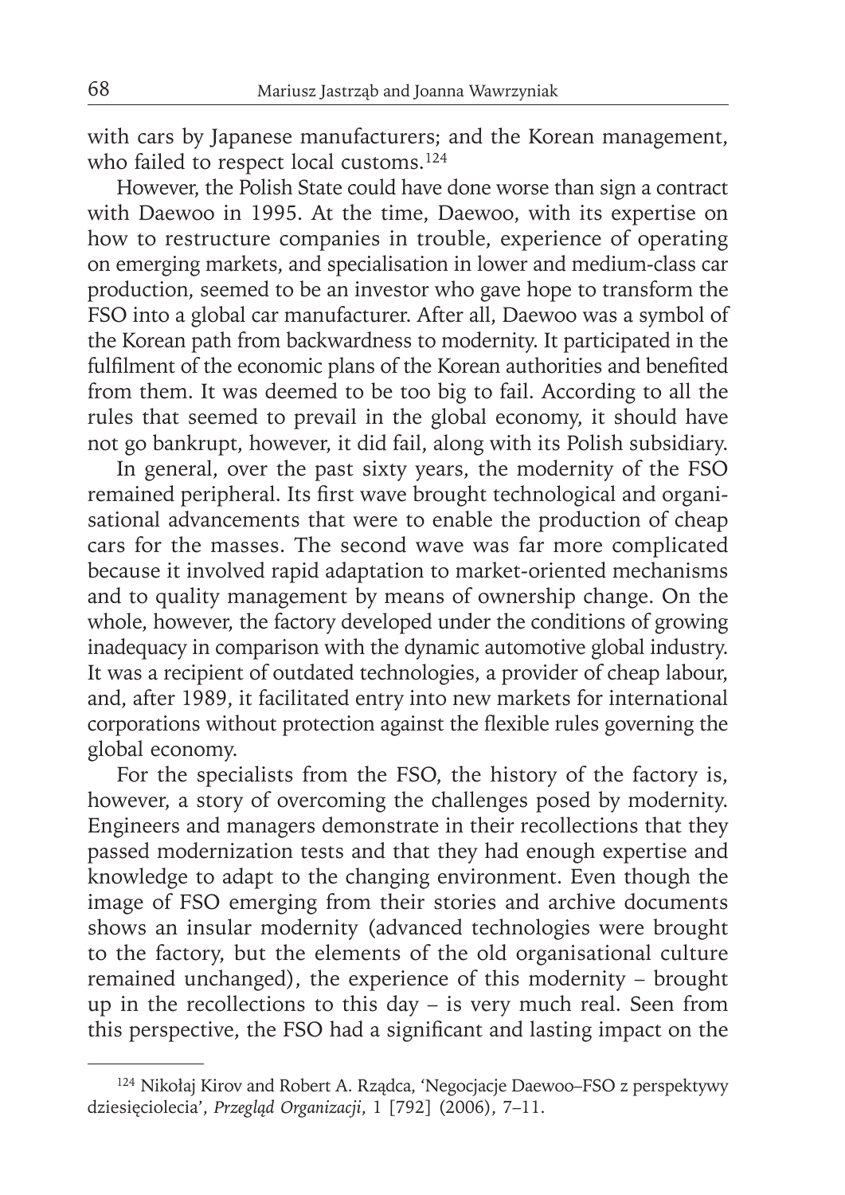with cars by Japanese manufacturers; and the Korean management, who failed to respect local customs.[124]

However, the Polish State could have done worse than sign a contract with Daewoo in 1995. At the time, Daewoo, with its expertise on how to restructure companies in trouble, experience of operating on emerging markets, and specialisation in lower and medium-class car production, seemed to be an investor who gave hope to transform the FSO into a global car manufacturer. After all, Daewoo was a symbol of the Korean path from backwardness to modernity. It participated in the fulfilment of the economic plans of the Korean authorities and benefited from them. It was deemed to be too big to fail. According to all the rules that seemed to prevail in the global economy, it should have not go bankrupt, however, it did fail, along with its Polish subsidiary.

In general, over the past sixty years, the modernity of the FSO remained peripheral. Its first wave brought technological and organisational advancements that were to enable the production of cheap cars for the masses. The second wave was far more complicated because it involved rapid adaptation to market-oriented mechanisms and to quality management by means of ownership change. On the whole, however, the factory developed under the conditions of growing inadequacy in comparison with the dynamic automotive global industry. It was a recipient of outdated technologies, a provider of cheap labour, and, after 1989, it facilitated entry into new markets for international corporations without protection against the flexible rules governing the global economy.

For the specialists from the FSO, the history of the factory is, however, a story of overcoming the challenges posed by modernity. Engineers and managers demonstrate in their recollections that they passed modernization tests and that they had enough expertise and knowledge to adapt to the changing environment. Even though the image of FSO emerging from their stories and archive documents shows an insular modernity (advanced technologies were brought to the factory, but the elements of the old organisational culture remained unchanged), the experience of this modernity – brought up in the recollections to this day – is very much real. Seen from this perspective, the FSO had a significant and lasting impact on the

---

[124] Nikołaj Kirov and Robert A. Rządca, 'Negocjacje Daewoo–FSO z perspektywy dziesięciolecia', *Przegląd Organizacji*, 1 [792] (2006), 7–11.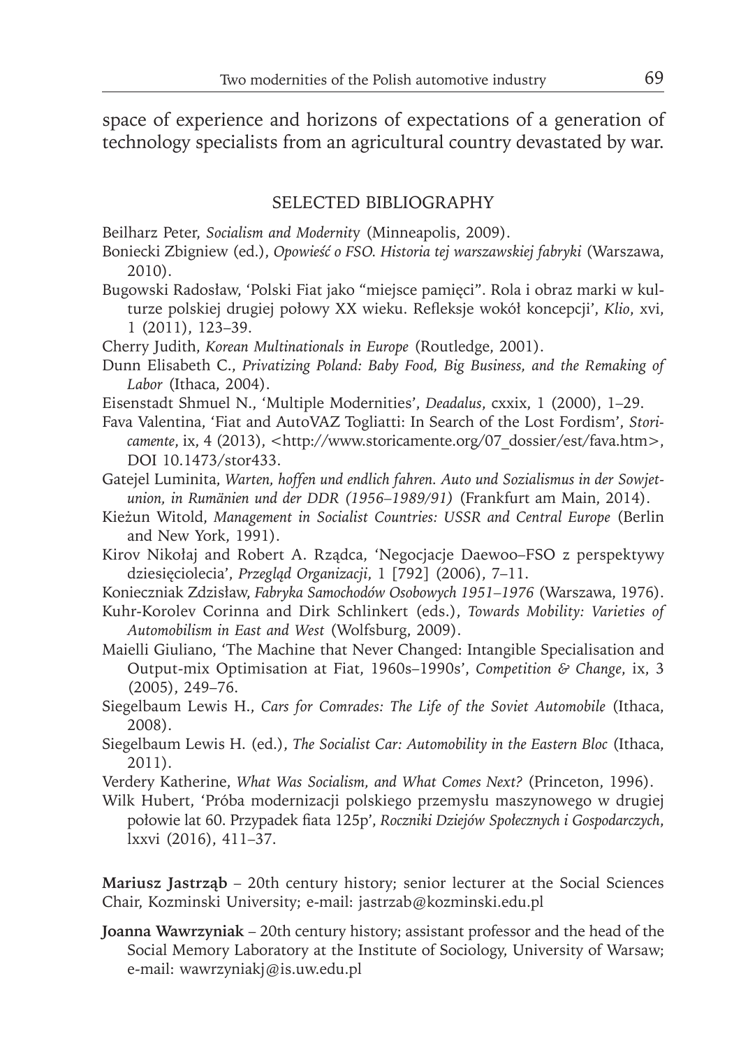space of experience and horizons of expectations of a generation of technology specialists from an agricultural country devastated by war.

## SELECTED BIBLIOGRAPHY

Beilharz Peter, *Socialism and Modernity* (Minneapolis, 2009).

Boniecki Zbigniew (ed.), *Opowieść o FSO. Historia tej warszawskiej fabryki* (Warszawa, 2010).

Bugowski Radosław, 'Polski Fiat jako "miejsce pamięci". Rola i obraz marki w kulturze polskiej drugiej połowy XX wieku. Refleksje wokół koncepcji', *Klio*, xvi, 1 (2011), 123–39.

Cherry Judith, *Korean Multinationals in Europe* (Routledge, 2001).

Dunn Elisabeth C., *Privatizing Poland: Baby Food, Big Business, and the Remaking of Labor* (Ithaca, 2004).

Eisenstadt Shmuel N., 'Multiple Modernities', *Deadalus*, cxxix, 1 (2000), 1–29.

Fava Valentina, 'Fiat and AutoVAZ Togliatti: In Search of the Lost Fordism', *Storicamente*, ix, 4 (2013), <http://www.storicamente.org/07_dossier/est/fava.htm>, DOI 10.1473/stor433.

Gatejel Luminita, *Warten, hoffen und endlich fahren. Auto und Sozialismus in der Sowjetunion, in Rumänien und der DDR (1956–1989/91)* (Frankfurt am Main, 2014).

Kieżun Witold, *Management in Socialist Countries: USSR and Central Europe* (Berlin and New York, 1991).

Kirov Nikołaj and Robert A. Rządca, 'Negocjacje Daewoo–FSO z perspektywy dziesięciolecia', *Przegląd Organizacji*, 1 [792] (2006), 7–11.

Konieczniak Zdzisław, *Fabryka Samochodów Osobowych 1951–1976* (Warszawa, 1976).

Kuhr-Korolev Corinna and Dirk Schlinkert (eds.), *Towards Mobility: Varieties of Automobilism in East and West* (Wolfsburg, 2009).

Maielli Giuliano, 'The Machine that Never Changed: Intangible Specialisation and Output-mix Optimisation at Fiat, 1960s–1990s', *Competition & Change*, ix, 3 (2005), 249–76.

Siegelbaum Lewis H., *Cars for Comrades: The Life of the Soviet Automobile* (Ithaca, 2008).

Siegelbaum Lewis H. (ed.), *The Socialist Car: Automobility in the Eastern Bloc* (Ithaca, 2011).

Verdery Katherine, *What Was Socialism, and What Comes Next?* (Princeton, 1996).

Wilk Hubert, 'Próba modernizacji polskiego przemysłu maszynowego w drugiej połowie lat 60. Przypadek fiata 125p', *Roczniki Dziejów Społecznych i Gospodarczych*, lxxvi (2016), 411–37.

**Mariusz Jastrząb** – 20th century history; senior lecturer at the Social Sciences Chair, Kozminski University; e-mail: jastrzab@kozminski.edu.pl

**Joanna Wawrzyniak** – 20th century history; assistant professor and the head of the Social Memory Laboratory at the Institute of Sociology, University of Warsaw; e-mail: wawrzyniakj@is.uw.edu.pl